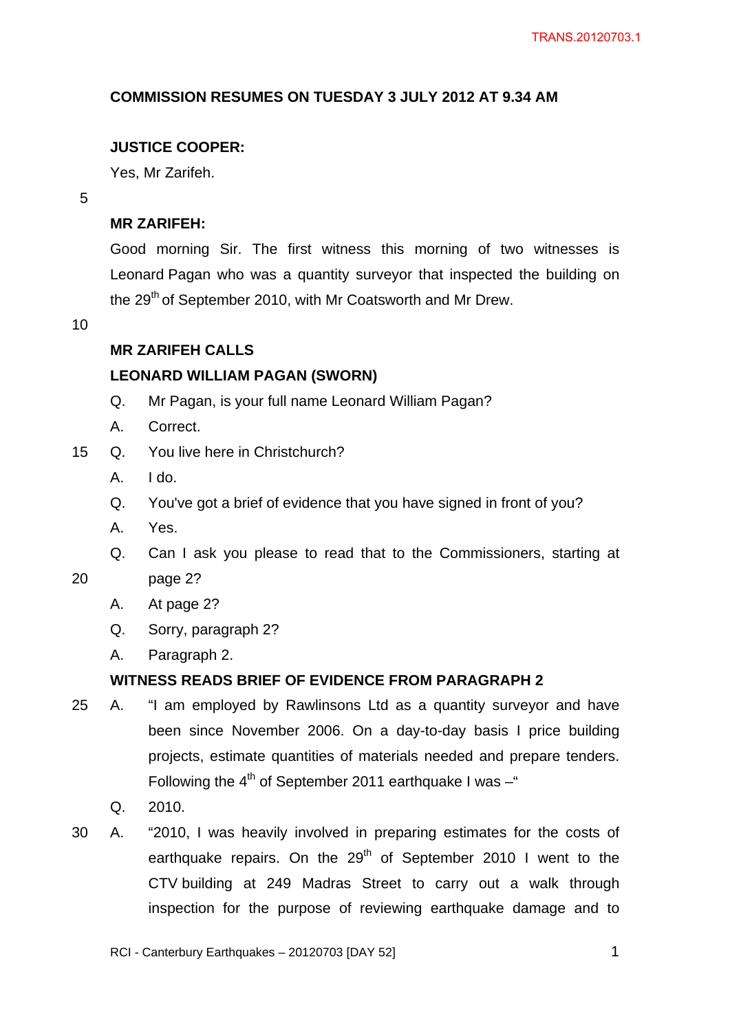**COMMISSION RESUMES ON TUESDAY 3 JULY 2012 AT 9.34 AM**

**JUSTICE COOPER:**

Yes, Mr Zarifeh.

**MR ZARIFEH:**

Good morning Sir. The first witness this morning of two witnesses is Leonard Pagan who was a quantity surveyor that inspected the building on the 29th of September 2010, with Mr Coatsworth and Mr Drew.

**MR ZARIFEH CALLS**

**LEONARD WILLIAM PAGAN (SWORN)**

Q. Mr Pagan, is your full name Leonard William Pagan?

A. Correct.

Q. You live here in Christchurch?

A. I do.

Q. You've got a brief of evidence that you have signed in front of you?

A. Yes.

Q. Can I ask you please to read that to the Commissioners, starting at page 2?

A. At page 2?

Q. Sorry, paragraph 2?

A. Paragraph 2.

**WITNESS READS BRIEF OF EVIDENCE FROM PARAGRAPH 2**

A. "I am employed by Rawlinsons Ltd as a quantity surveyor and have been since November 2006. On a day-to-day basis I price building projects, estimate quantities of materials needed and prepare tenders. Following the 4th of September 2011 earthquake I was –"

Q. 2010.

A. "2010, I was heavily involved in preparing estimates for the costs of earthquake repairs. On the 29th of September 2010 I went to the CTV building at 249 Madras Street to carry out a walk through inspection for the purpose of reviewing earthquake damage and to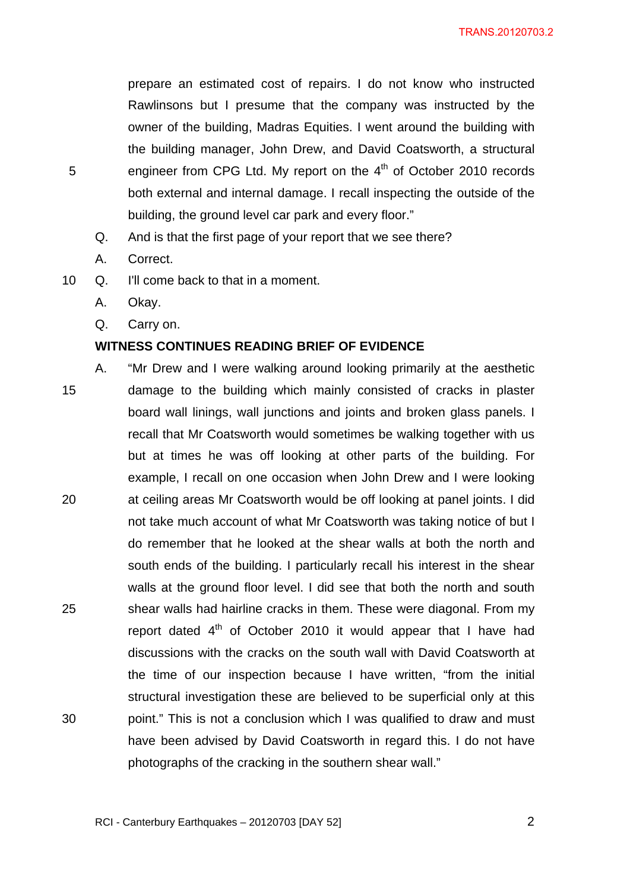prepare an estimated cost of repairs. I do not know who instructed Rawlinsons but I presume that the company was instructed by the owner of the building, Madras Equities. I went around the building with the building manager, John Drew, and David Coatsworth, a structural engineer from CPG Ltd. My report on the 4th of October 2010 records both external and internal damage. I recall inspecting the outside of the building, the ground level car park and every floor."

Q. And is that the first page of your report that we see there?

A. Correct.

Q. I'll come back to that in a moment.

A. Okay.

Q. Carry on.

**WITNESS CONTINUES READING BRIEF OF EVIDENCE**

A. "Mr Drew and I were walking around looking primarily at the aesthetic damage to the building which mainly consisted of cracks in plaster board wall linings, wall junctions and joints and broken glass panels. I recall that Mr Coatsworth would sometimes be walking together with us but at times he was off looking at other parts of the building. For example, I recall on one occasion when John Drew and I were looking at ceiling areas Mr Coatsworth would be off looking at panel joints. I did not take much account of what Mr Coatsworth was taking notice of but I do remember that he looked at the shear walls at both the north and south ends of the building. I particularly recall his interest in the shear walls at the ground floor level. I did see that both the north and south shear walls had hairline cracks in them. These were diagonal. From my report dated 4th of October 2010 it would appear that I have had discussions with the cracks on the south wall with David Coatsworth at the time of our inspection because I have written, "from the initial structural investigation these are believed to be superficial only at this point." This is not a conclusion which I was qualified to draw and must have been advised by David Coatsworth in regard this. I do not have photographs of the cracking in the southern shear wall."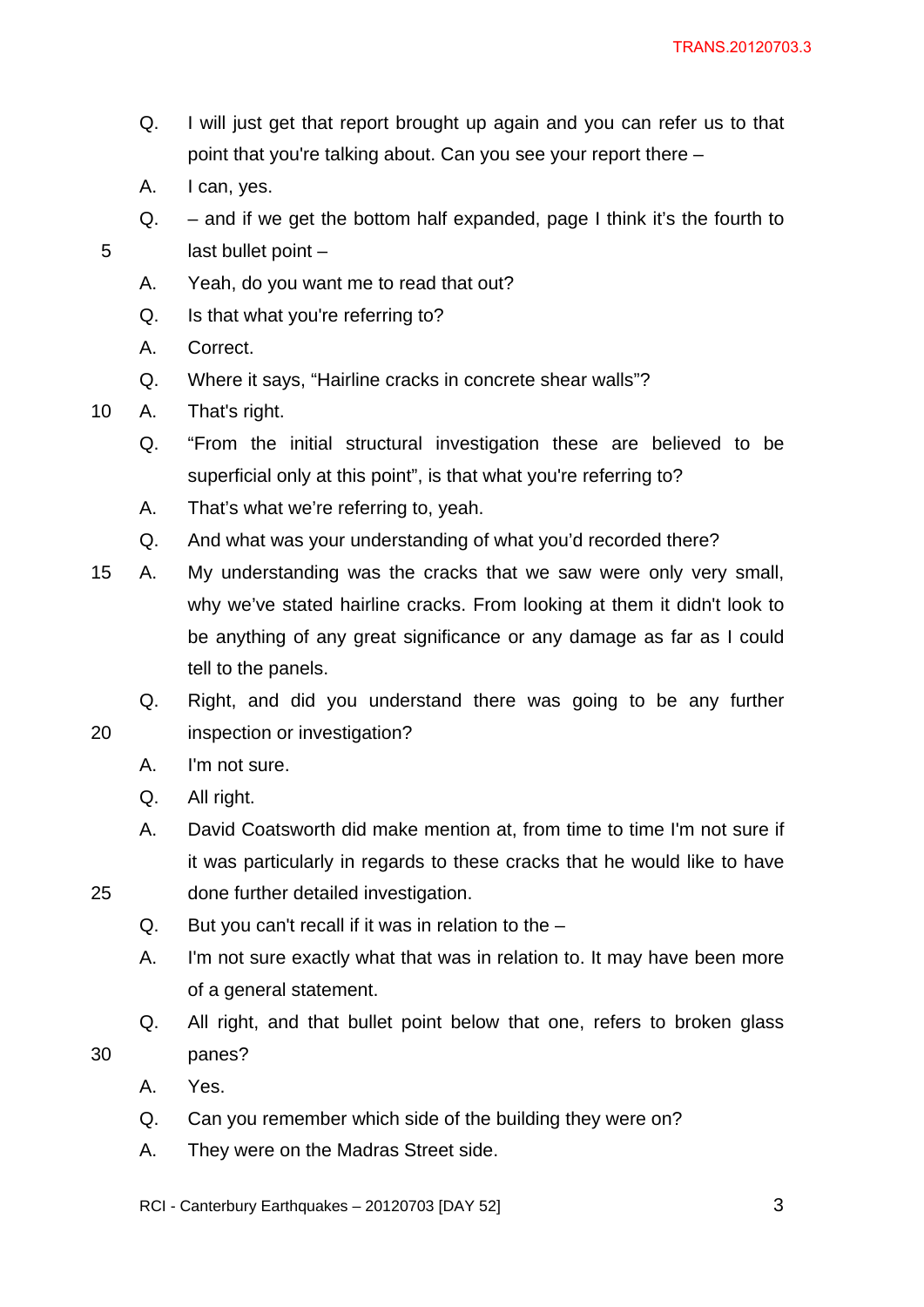Q. I will just get that report brought up again and you can refer us to that point that you're talking about. Can you see your report there –

A. I can, yes.

Q. – and if we get the bottom half expanded, page I think it's the fourth to last bullet point –

A. Yeah, do you want me to read that out?

Q. Is that what you're referring to?

A. Correct.

Q. Where it says, "Hairline cracks in concrete shear walls"?

A. That's right.

Q. "From the initial structural investigation these are believed to be superficial only at this point", is that what you're referring to?

A. That's what we're referring to, yeah.

Q. And what was your understanding of what you'd recorded there?

A. My understanding was the cracks that we saw were only very small, why we've stated hairline cracks. From looking at them it didn't look to be anything of any great significance or any damage as far as I could tell to the panels.

Q. Right, and did you understand there was going to be any further inspection or investigation?

A. I'm not sure.

Q. All right.

A. David Coatsworth did make mention at, from time to time I'm not sure if it was particularly in regards to these cracks that he would like to have done further detailed investigation.

Q. But you can't recall if it was in relation to the –

A. I'm not sure exactly what that was in relation to. It may have been more of a general statement.

Q. All right, and that bullet point below that one, refers to broken glass panes?

A. Yes.

Q. Can you remember which side of the building they were on?

A. They were on the Madras Street side.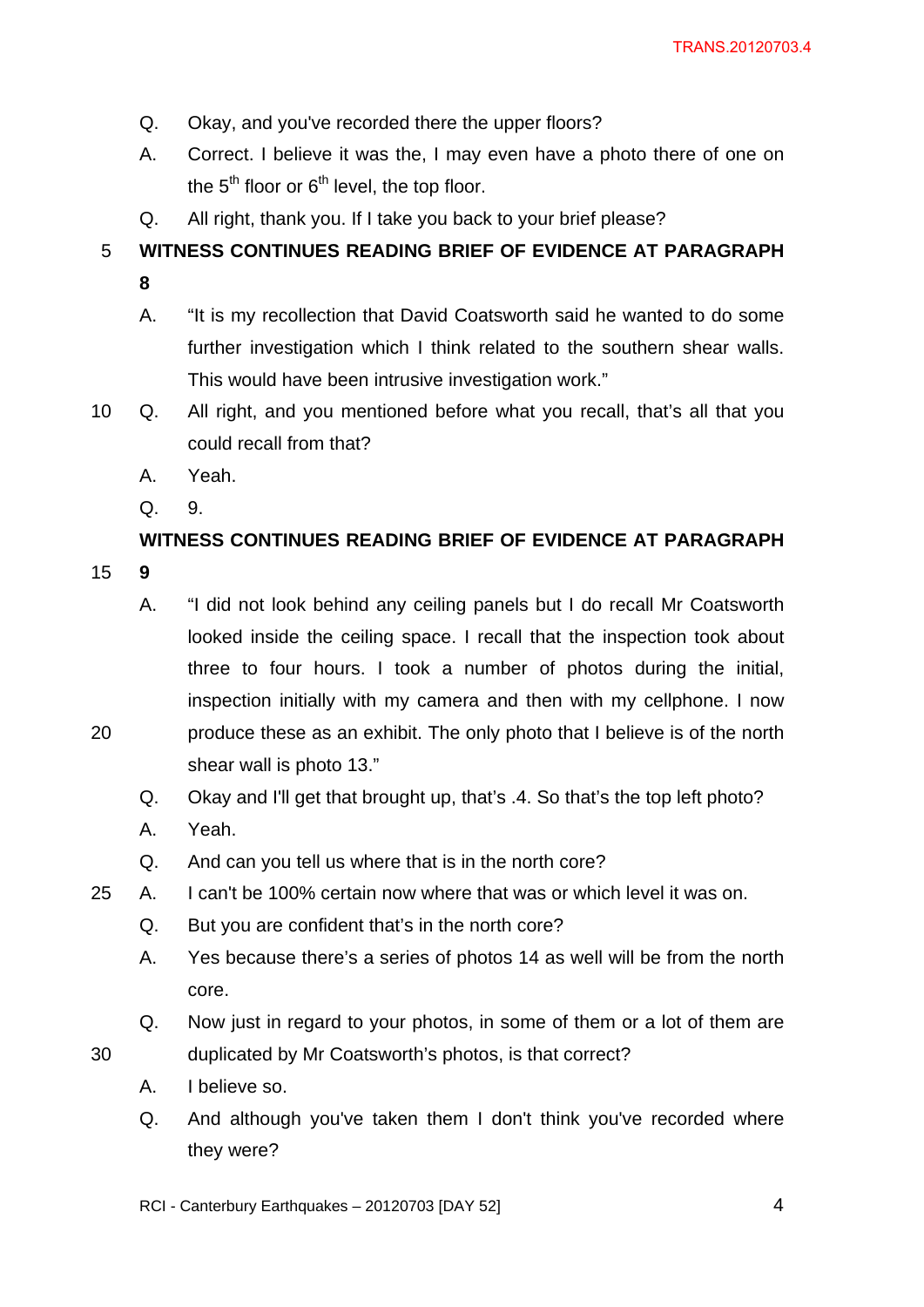Q. Okay, and you've recorded there the upper floors?

A. Correct. I believe it was the, I may even have a photo there of one on the 5th floor or 6th level, the top floor.

Q. All right, thank you. If I take you back to your brief please?

**WITNESS CONTINUES READING BRIEF OF EVIDENCE AT PARAGRAPH 8**

A. "It is my recollection that David Coatsworth said he wanted to do some further investigation which I think related to the southern shear walls. This would have been intrusive investigation work."

Q. All right, and you mentioned before what you recall, that's all that you could recall from that?

A. Yeah.

Q. 9.

**WITNESS CONTINUES READING BRIEF OF EVIDENCE AT PARAGRAPH 9**

A. "I did not look behind any ceiling panels but I do recall Mr Coatsworth looked inside the ceiling space. I recall that the inspection took about three to four hours. I took a number of photos during the initial, inspection initially with my camera and then with my cellphone. I now produce these as an exhibit. The only photo that I believe is of the north shear wall is photo 13."

Q. Okay and I'll get that brought up, that's .4. So that's the top left photo?

A. Yeah.

Q. And can you tell us where that is in the north core?

A. I can't be 100% certain now where that was or which level it was on.

Q. But you are confident that's in the north core?

A. Yes because there's a series of photos 14 as well will be from the north core.

Q. Now just in regard to your photos, in some of them or a lot of them are duplicated by Mr Coatsworth's photos, is that correct?

A. I believe so.

Q. And although you've taken them I don't think you've recorded where they were?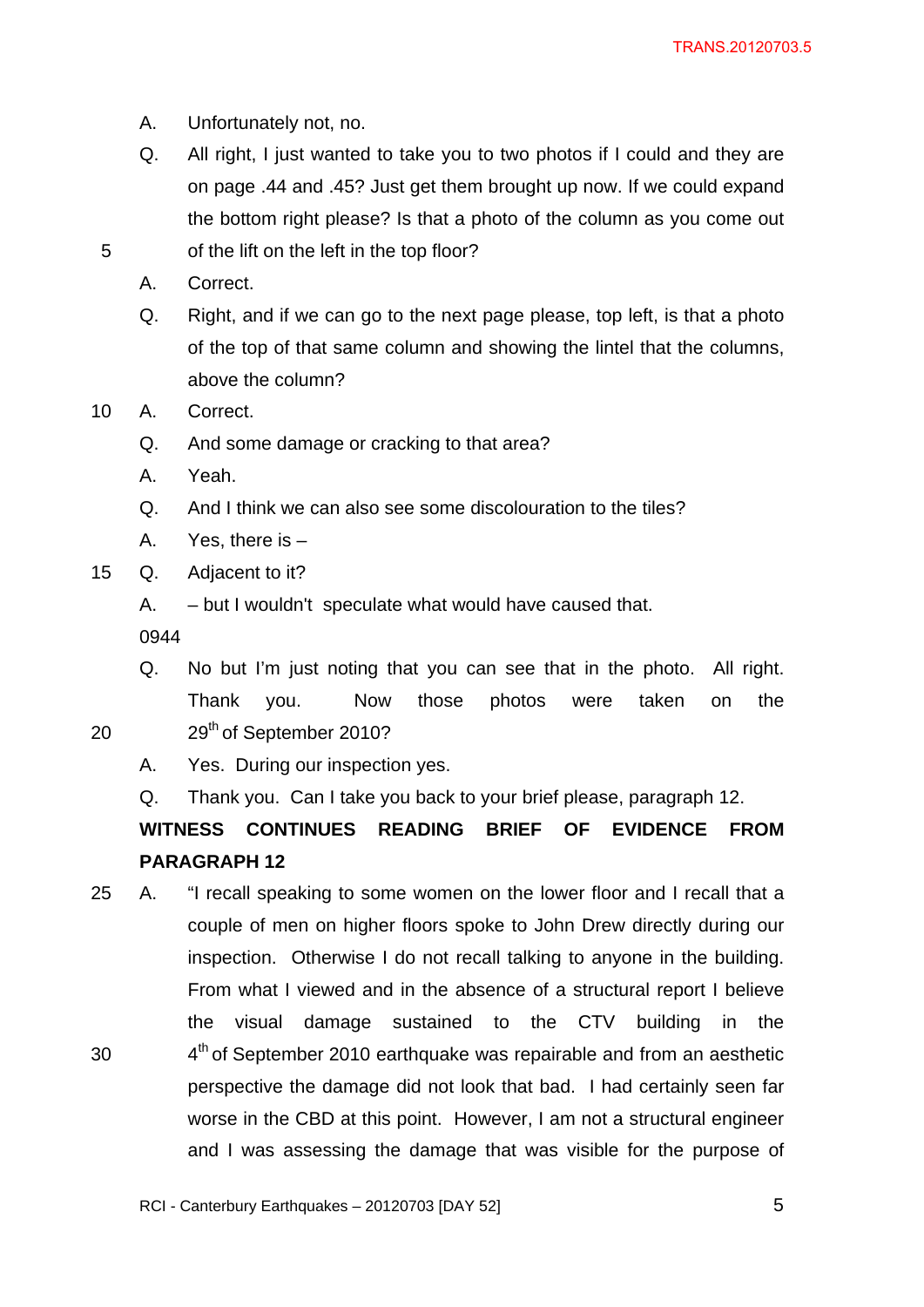A. Unfortunately not, no.

Q. All right, I just wanted to take you to two photos if I could and they are on page .44 and .45? Just get them brought up now. If we could expand the bottom right please? Is that a photo of the column as you come out of the lift on the left in the top floor?

A. Correct.

Q. Right, and if we can go to the next page please, top left, is that a photo of the top of that same column and showing the lintel that the columns, above the column?

A. Correct.

Q. And some damage or cracking to that area?

A. Yeah.

Q. And I think we can also see some discolouration to the tiles?

A. Yes, there is –

Q. Adjacent to it?

A. – but I wouldn't speculate what would have caused that.

0944

Q. No but I'm just noting that you can see that in the photo. All right. Thank you. Now those photos were taken on the 29th of September 2010?

A. Yes. During our inspection yes.

Q. Thank you. Can I take you back to your brief please, paragraph 12.

**WITNESS CONTINUES READING BRIEF OF EVIDENCE FROM PARAGRAPH 12**

A. "I recall speaking to some women on the lower floor and I recall that a couple of men on higher floors spoke to John Drew directly during our inspection. Otherwise I do not recall talking to anyone in the building. From what I viewed and in the absence of a structural report I believe the visual damage sustained to the CTV building in the 4th of September 2010 earthquake was repairable and from an aesthetic perspective the damage did not look that bad. I had certainly seen far worse in the CBD at this point. However, I am not a structural engineer and I was assessing the damage that was visible for the purpose of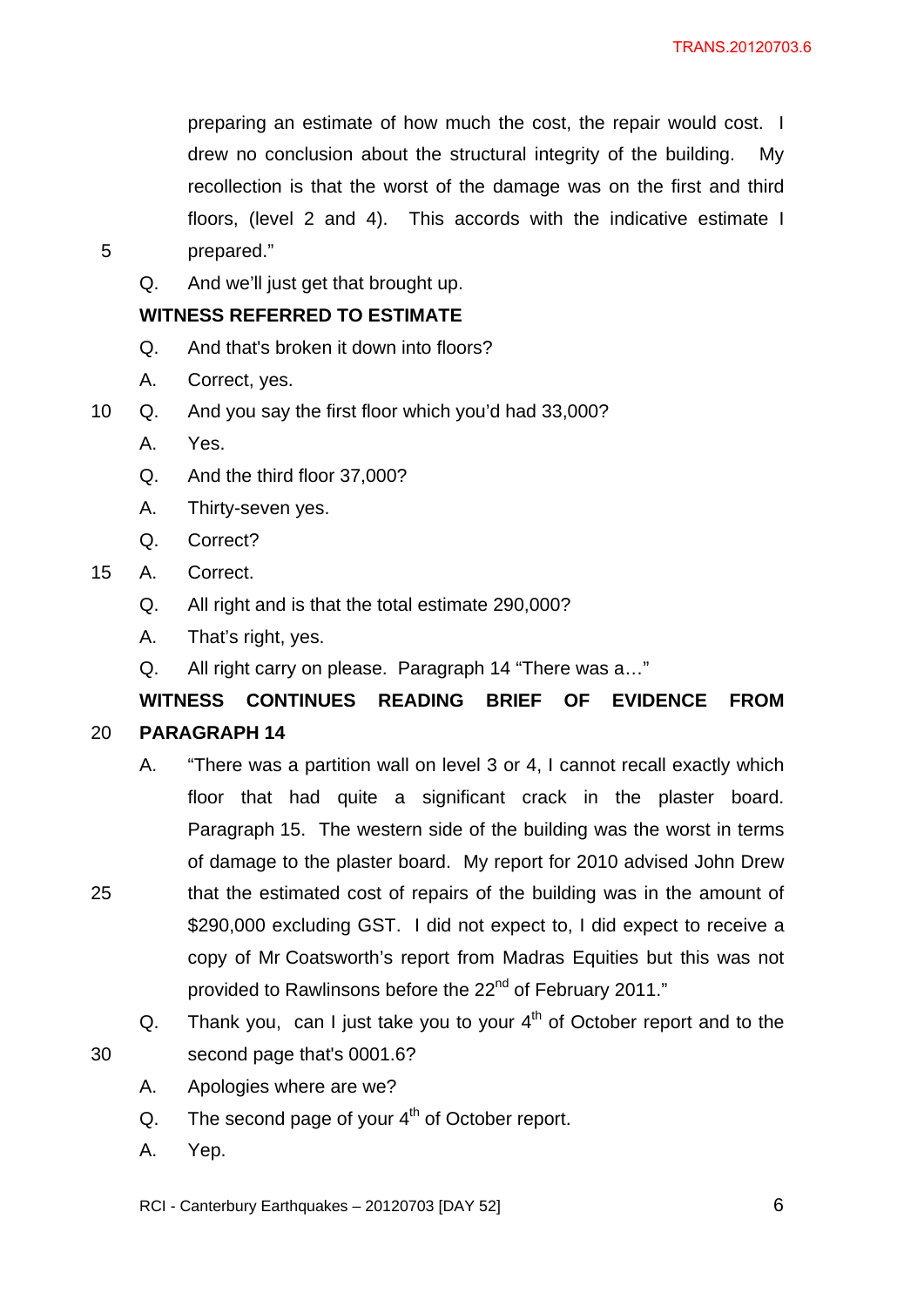preparing an estimate of how much the cost, the repair would cost. I drew no conclusion about the structural integrity of the building. My recollection is that the worst of the damage was on the first and third floors, (level 2 and 4). This accords with the indicative estimate I prepared."

Q. And we'll just get that brought up.

**WITNESS REFERRED TO ESTIMATE**

Q. And that's broken it down into floors?

A. Correct, yes.

Q. And you say the first floor which you'd had 33,000?

A. Yes.

Q. And the third floor 37,000?

A. Thirty-seven yes.

Q. Correct?

A. Correct.

Q. All right and is that the total estimate 290,000?

A. That's right, yes.

Q. All right carry on please. Paragraph 14 "There was a…"

**WITNESS CONTINUES READING BRIEF OF EVIDENCE FROM PARAGRAPH 14**

A. "There was a partition wall on level 3 or 4, I cannot recall exactly which floor that had quite a significant crack in the plaster board. Paragraph 15. The western side of the building was the worst in terms of damage to the plaster board. My report for 2010 advised John Drew that the estimated cost of repairs of the building was in the amount of $290,000 excluding GST. I did not expect to, I did expect to receive a copy of Mr Coatsworth's report from Madras Equities but this was not provided to Rawlinsons before the 22nd of February 2011."

Q. Thank you, can I just take you to your 4th of October report and to the second page that's 0001.6?

A. Apologies where are we?

Q. The second page of your 4th of October report.

A. Yep.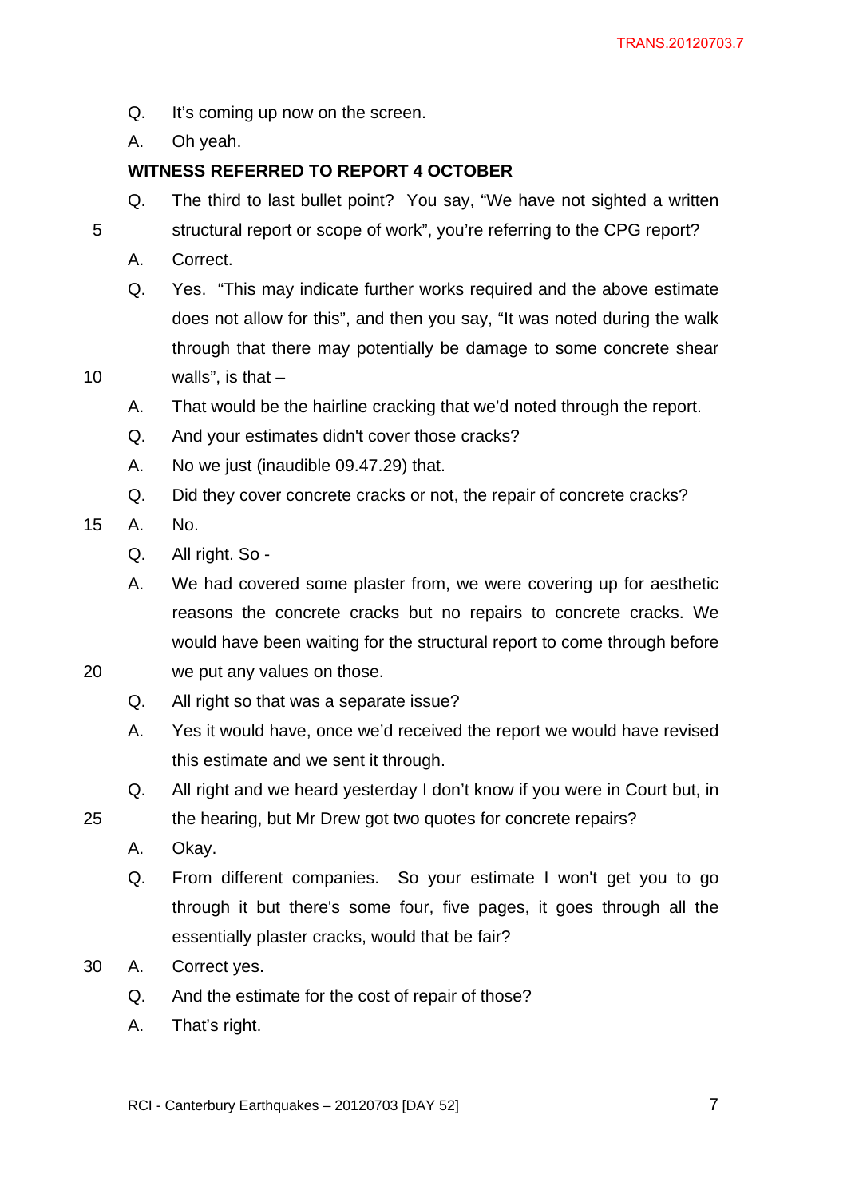Q. It's coming up now on the screen.

A. Oh yeah.

**WITNESS REFERRED TO REPORT 4 OCTOBER**

Q. The third to last bullet point? You say, "We have not sighted a written structural report or scope of work", you're referring to the CPG report?

A. Correct.

Q. Yes. "This may indicate further works required and the above estimate does not allow for this", and then you say, "It was noted during the walk through that there may potentially be damage to some concrete shear walls", is that –

A. That would be the hairline cracking that we'd noted through the report.

Q. And your estimates didn't cover those cracks?

A. No we just (inaudible 09.47.29) that.

Q. Did they cover concrete cracks or not, the repair of concrete cracks?

A. No.

Q. All right. So -

A. We had covered some plaster from, we were covering up for aesthetic reasons the concrete cracks but no repairs to concrete cracks. We would have been waiting for the structural report to come through before we put any values on those.

Q. All right so that was a separate issue?

A. Yes it would have, once we'd received the report we would have revised this estimate and we sent it through.

Q. All right and we heard yesterday I don't know if you were in Court but, in the hearing, but Mr Drew got two quotes for concrete repairs?

A. Okay.

Q. From different companies. So your estimate I won't get you to go through it but there's some four, five pages, it goes through all the essentially plaster cracks, would that be fair?

A. Correct yes.

Q. And the estimate for the cost of repair of those?

A. That's right.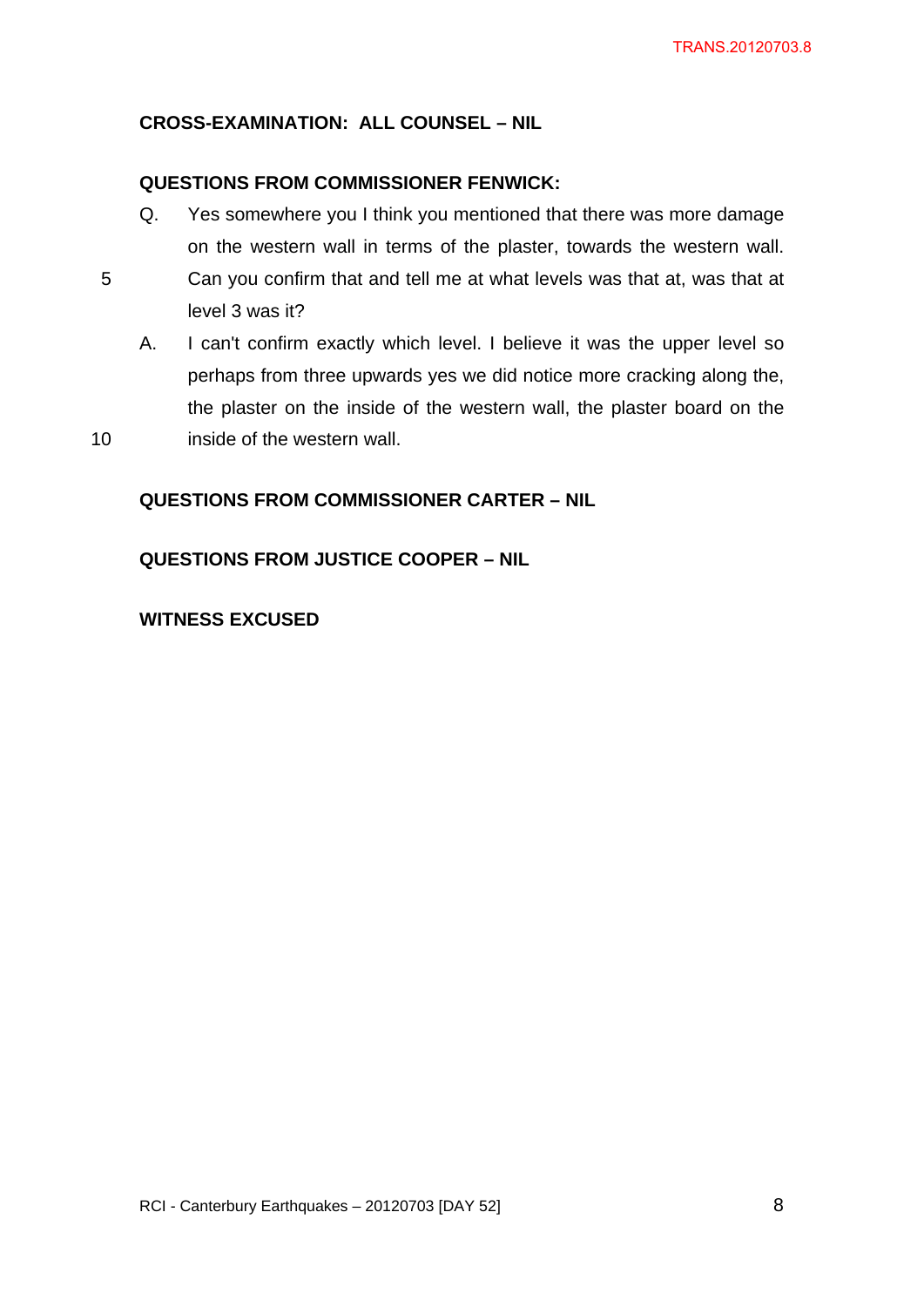**CROSS-EXAMINATION: ALL COUNSEL – NIL**

**QUESTIONS FROM COMMISSIONER FENWICK:**

Q. Yes somewhere you I think you mentioned that there was more damage on the western wall in terms of the plaster, towards the western wall. Can you confirm that and tell me at what levels was that at, was that at level 3 was it?

A. I can't confirm exactly which level. I believe it was the upper level so perhaps from three upwards yes we did notice more cracking along the, the plaster on the inside of the western wall, the plaster board on the inside of the western wall.

**QUESTIONS FROM COMMISSIONER CARTER – NIL**

**QUESTIONS FROM JUSTICE COOPER – NIL**

**WITNESS EXCUSED**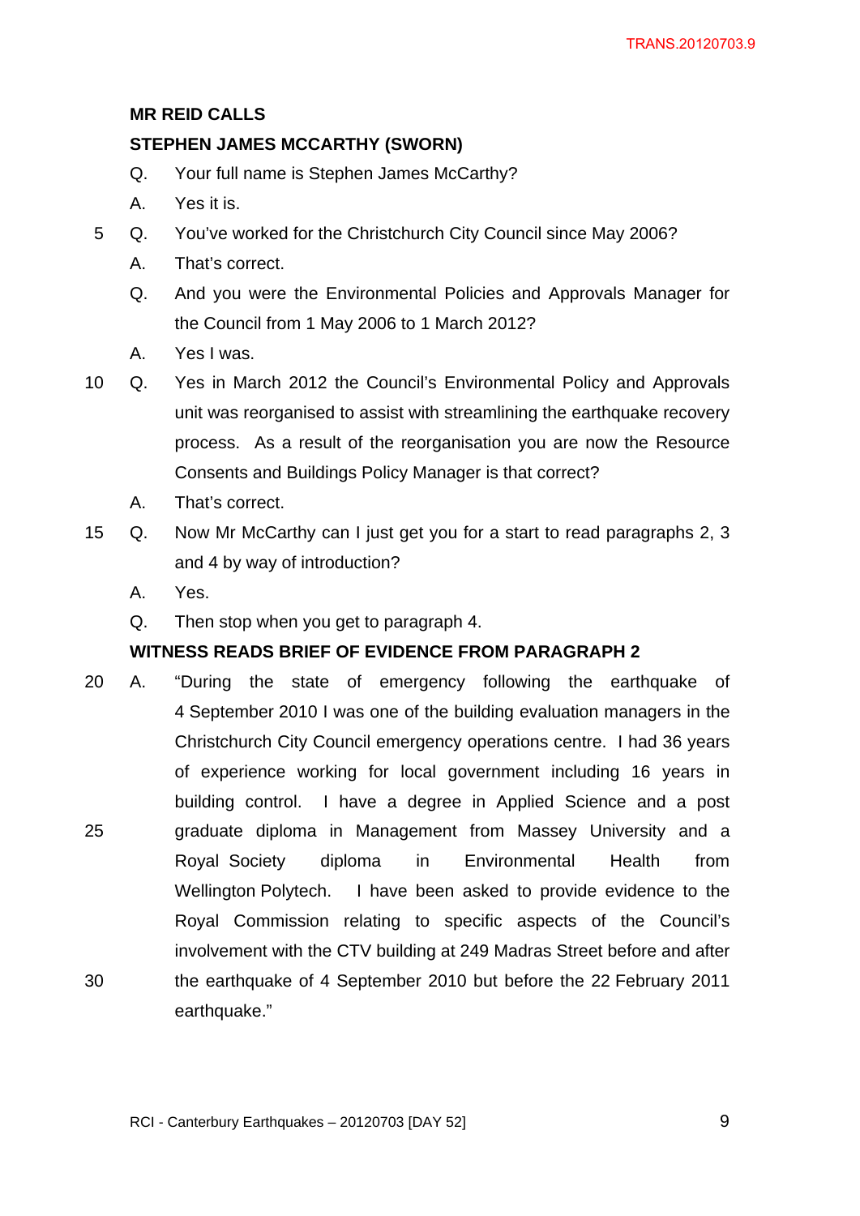**MR REID CALLS**

**STEPHEN JAMES MCCARTHY (SWORN)**

Q. Your full name is Stephen James McCarthy?

A. Yes it is.

Q. You've worked for the Christchurch City Council since May 2006?

A. That's correct.

Q. And you were the Environmental Policies and Approvals Manager for the Council from 1 May 2006 to 1 March 2012?

A. Yes I was.

Q. Yes in March 2012 the Council's Environmental Policy and Approvals unit was reorganised to assist with streamlining the earthquake recovery process. As a result of the reorganisation you are now the Resource Consents and Buildings Policy Manager is that correct?

A. That's correct.

Q. Now Mr McCarthy can I just get you for a start to read paragraphs 2, 3 and 4 by way of introduction?

A. Yes.

Q. Then stop when you get to paragraph 4.

**WITNESS READS BRIEF OF EVIDENCE FROM PARAGRAPH 2**

A. "During the state of emergency following the earthquake of 4 September 2010 I was one of the building evaluation managers in the Christchurch City Council emergency operations centre. I had 36 years of experience working for local government including 16 years in building control. I have a degree in Applied Science and a post graduate diploma in Management from Massey University and a Royal Society diploma in Environmental Health from Wellington Polytech. I have been asked to provide evidence to the Royal Commission relating to specific aspects of the Council's involvement with the CTV building at 249 Madras Street before and after the earthquake of 4 September 2010 but before the 22 February 2011 earthquake."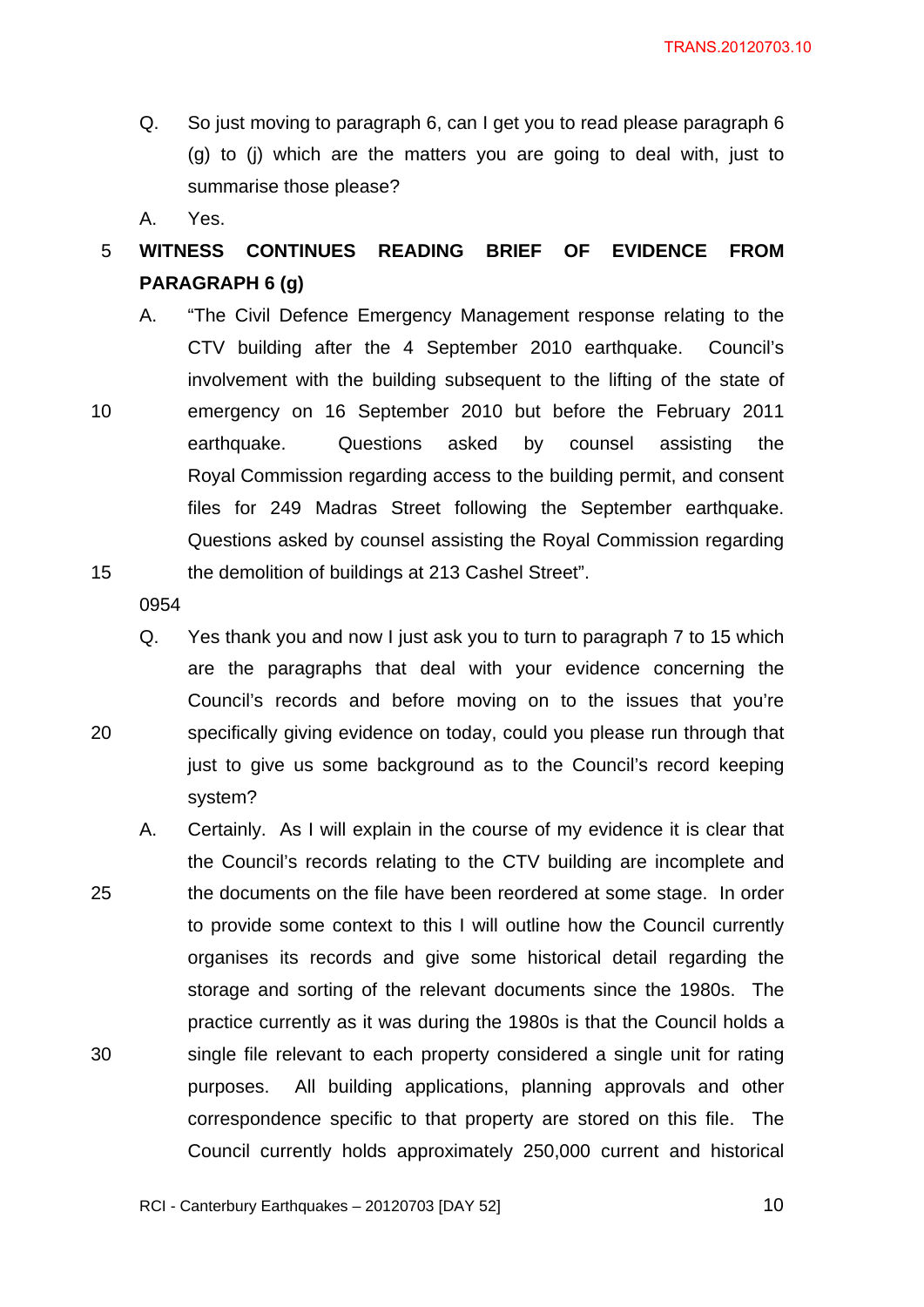Q. So just moving to paragraph 6, can I get you to read please paragraph 6 (g) to (j) which are the matters you are going to deal with, just to summarise those please?

A. Yes.

**WITNESS CONTINUES READING BRIEF OF EVIDENCE FROM PARAGRAPH 6 (g)**

A. "The Civil Defence Emergency Management response relating to the CTV building after the 4 September 2010 earthquake. Council's involvement with the building subsequent to the lifting of the state of emergency on 16 September 2010 but before the February 2011 earthquake. Questions asked by counsel assisting the Royal Commission regarding access to the building permit, and consent files for 249 Madras Street following the September earthquake. Questions asked by counsel assisting the Royal Commission regarding the demolition of buildings at 213 Cashel Street".

0954

Q. Yes thank you and now I just ask you to turn to paragraph 7 to 15 which are the paragraphs that deal with your evidence concerning the Council's records and before moving on to the issues that you're specifically giving evidence on today, could you please run through that just to give us some background as to the Council's record keeping system?

A. Certainly. As I will explain in the course of my evidence it is clear that the Council's records relating to the CTV building are incomplete and the documents on the file have been reordered at some stage. In order to provide some context to this I will outline how the Council currently organises its records and give some historical detail regarding the storage and sorting of the relevant documents since the 1980s. The practice currently as it was during the 1980s is that the Council holds a single file relevant to each property considered a single unit for rating purposes. All building applications, planning approvals and other correspondence specific to that property are stored on this file. The Council currently holds approximately 250,000 current and historical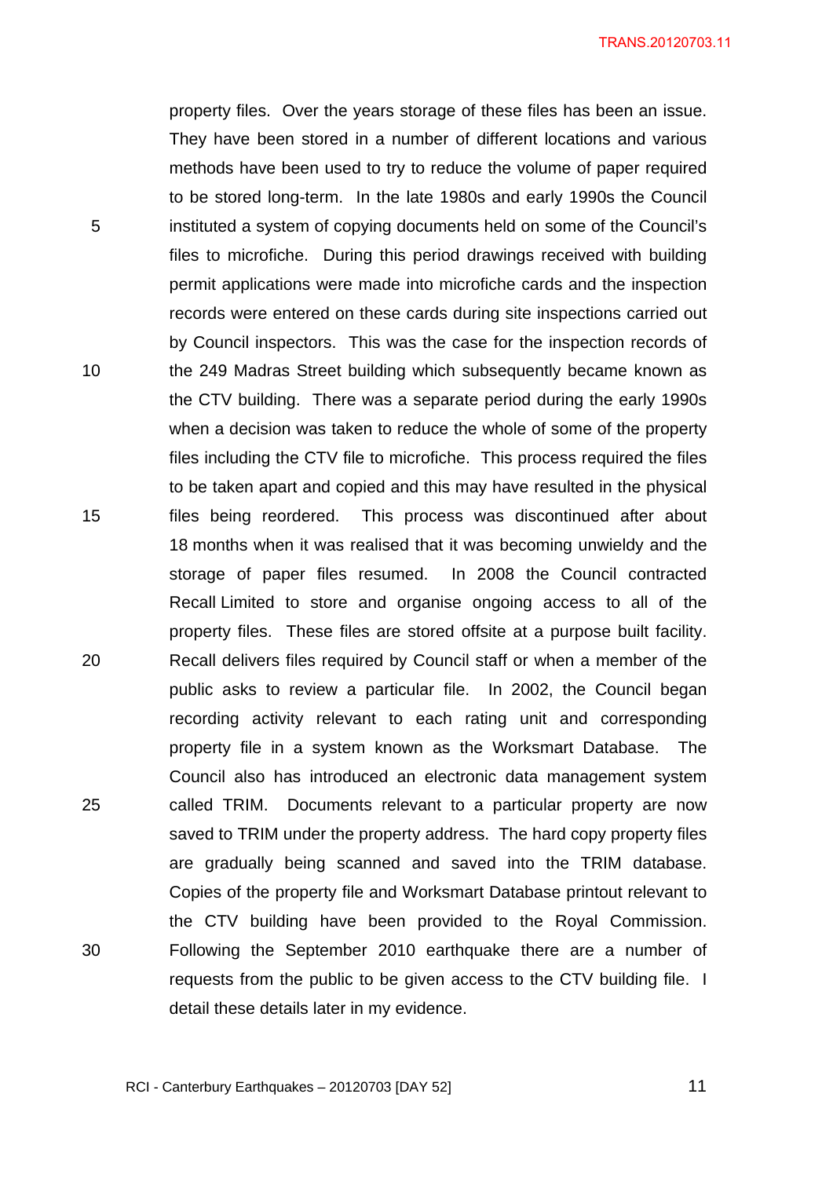property files. Over the years storage of these files has been an issue. They have been stored in a number of different locations and various methods have been used to try to reduce the volume of paper required to be stored long-term. In the late 1980s and early 1990s the Council instituted a system of copying documents held on some of the Council's files to microfiche. During this period drawings received with building permit applications were made into microfiche cards and the inspection records were entered on these cards during site inspections carried out by Council inspectors. This was the case for the inspection records of the 249 Madras Street building which subsequently became known as the CTV building. There was a separate period during the early 1990s when a decision was taken to reduce the whole of some of the property files including the CTV file to microfiche. This process required the files to be taken apart and copied and this may have resulted in the physical files being reordered. This process was discontinued after about 18 months when it was realised that it was becoming unwieldy and the storage of paper files resumed. In 2008 the Council contracted Recall Limited to store and organise ongoing access to all of the property files. These files are stored offsite at a purpose built facility. Recall delivers files required by Council staff or when a member of the public asks to review a particular file. In 2002, the Council began recording activity relevant to each rating unit and corresponding property file in a system known as the Worksmart Database. The Council also has introduced an electronic data management system called TRIM. Documents relevant to a particular property are now saved to TRIM under the property address. The hard copy property files are gradually being scanned and saved into the TRIM database. Copies of the property file and Worksmart Database printout relevant to the CTV building have been provided to the Royal Commission. Following the September 2010 earthquake there are a number of requests from the public to be given access to the CTV building file. I detail these details later in my evidence.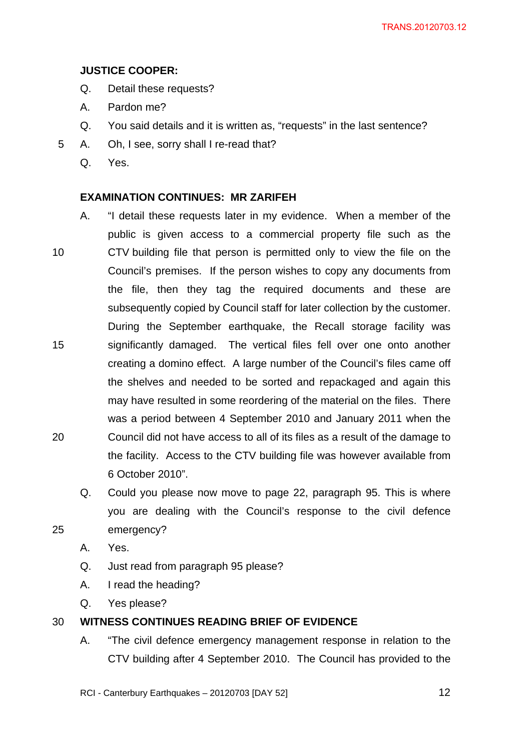**JUSTICE COOPER:**

Q. Detail these requests?

A. Pardon me?

Q. You said details and it is written as, "requests" in the last sentence?

A. Oh, I see, sorry shall I re-read that?

Q. Yes.

**EXAMINATION CONTINUES: MR ZARIFEH**

A. "I detail these requests later in my evidence. When a member of the public is given access to a commercial property file such as the CTV building file that person is permitted only to view the file on the Council's premises. If the person wishes to copy any documents from the file, then they tag the required documents and these are subsequently copied by Council staff for later collection by the customer. During the September earthquake, the Recall storage facility was significantly damaged. The vertical files fell over one onto another creating a domino effect. A large number of the Council's files came off the shelves and needed to be sorted and repackaged and again this may have resulted in some reordering of the material on the files. There was a period between 4 September 2010 and January 2011 when the Council did not have access to all of its files as a result of the damage to the facility. Access to the CTV building file was however available from 6 October 2010".

Q. Could you please now move to page 22, paragraph 95. This is where you are dealing with the Council's response to the civil defence emergency?

A. Yes.

Q. Just read from paragraph 95 please?

A. I read the heading?

Q. Yes please?

**WITNESS CONTINUES READING BRIEF OF EVIDENCE**

A. "The civil defence emergency management response in relation to the CTV building after 4 September 2010. The Council has provided to the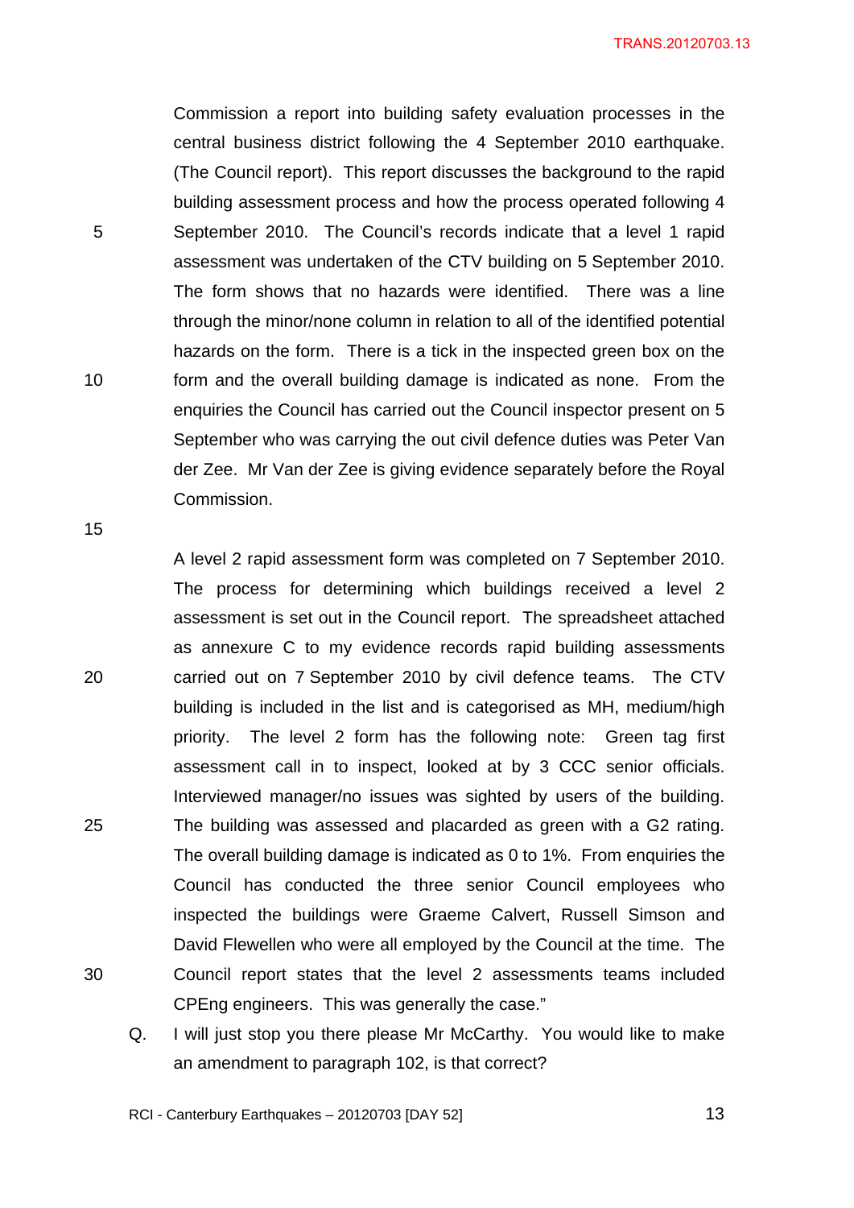Commission a report into building safety evaluation processes in the central business district following the 4 September 2010 earthquake. (The Council report). This report discusses the background to the rapid building assessment process and how the process operated following 4 September 2010. The Council's records indicate that a level 1 rapid assessment was undertaken of the CTV building on 5 September 2010. The form shows that no hazards were identified. There was a line through the minor/none column in relation to all of the identified potential hazards on the form. There is a tick in the inspected green box on the form and the overall building damage is indicated as none. From the enquiries the Council has carried out the Council inspector present on 5 September who was carrying the out civil defence duties was Peter Van der Zee. Mr Van der Zee is giving evidence separately before the Royal Commission.

A level 2 rapid assessment form was completed on 7 September 2010. The process for determining which buildings received a level 2 assessment is set out in the Council report. The spreadsheet attached as annexure C to my evidence records rapid building assessments carried out on 7 September 2010 by civil defence teams. The CTV building is included in the list and is categorised as MH, medium/high priority. The level 2 form has the following note: Green tag first assessment call in to inspect, looked at by 3 CCC senior officials. Interviewed manager/no issues was sighted by users of the building. The building was assessed and placarded as green with a G2 rating. The overall building damage is indicated as 0 to 1%. From enquiries the Council has conducted the three senior Council employees who inspected the buildings were Graeme Calvert, Russell Simson and David Flewellen who were all employed by the Council at the time. The Council report states that the level 2 assessments teams included CPEng engineers. This was generally the case."

Q. I will just stop you there please Mr McCarthy. You would like to make an amendment to paragraph 102, is that correct?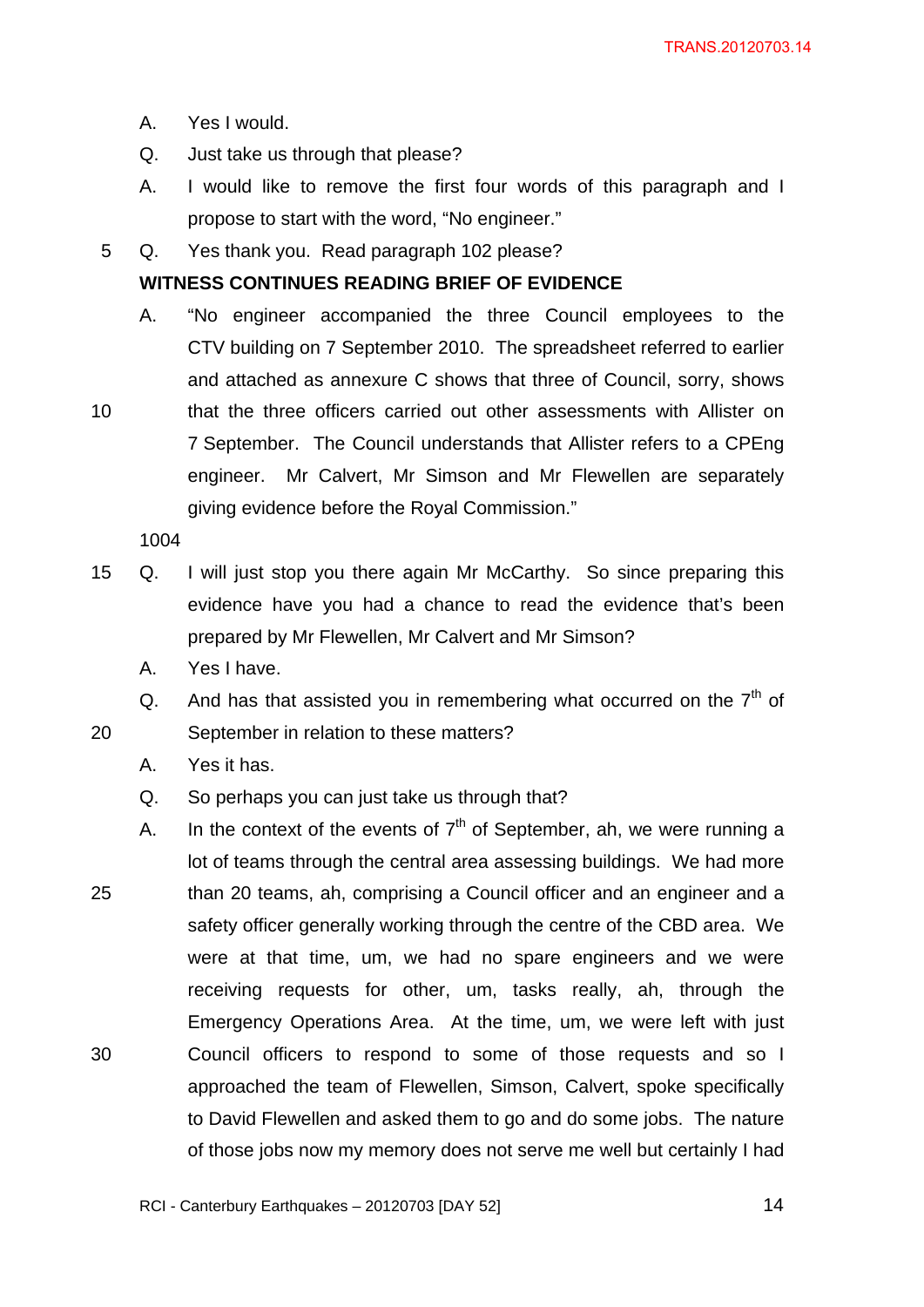A. Yes I would.

Q. Just take us through that please?

A. I would like to remove the first four words of this paragraph and I propose to start with the word, "No engineer."

Q. Yes thank you. Read paragraph 102 please?

**WITNESS CONTINUES READING BRIEF OF EVIDENCE**

A. "No engineer accompanied the three Council employees to the CTV building on 7 September 2010. The spreadsheet referred to earlier and attached as annexure C shows that three of Council, sorry, shows that the three officers carried out other assessments with Allister on 7 September. The Council understands that Allister refers to a CPEng engineer. Mr Calvert, Mr Simson and Mr Flewellen are separately giving evidence before the Royal Commission."

1004

Q. I will just stop you there again Mr McCarthy. So since preparing this evidence have you had a chance to read the evidence that's been prepared by Mr Flewellen, Mr Calvert and Mr Simson?

A. Yes I have.

Q. And has that assisted you in remembering what occurred on the 7th of September in relation to these matters?

A. Yes it has.

Q. So perhaps you can just take us through that?

A. In the context of the events of 7th of September, ah, we were running a lot of teams through the central area assessing buildings. We had more than 20 teams, ah, comprising a Council officer and an engineer and a safety officer generally working through the centre of the CBD area. We were at that time, um, we had no spare engineers and we were receiving requests for other, um, tasks really, ah, through the Emergency Operations Area. At the time, um, we were left with just Council officers to respond to some of those requests and so I approached the team of Flewellen, Simson, Calvert, spoke specifically to David Flewellen and asked them to go and do some jobs. The nature of those jobs now my memory does not serve me well but certainly I had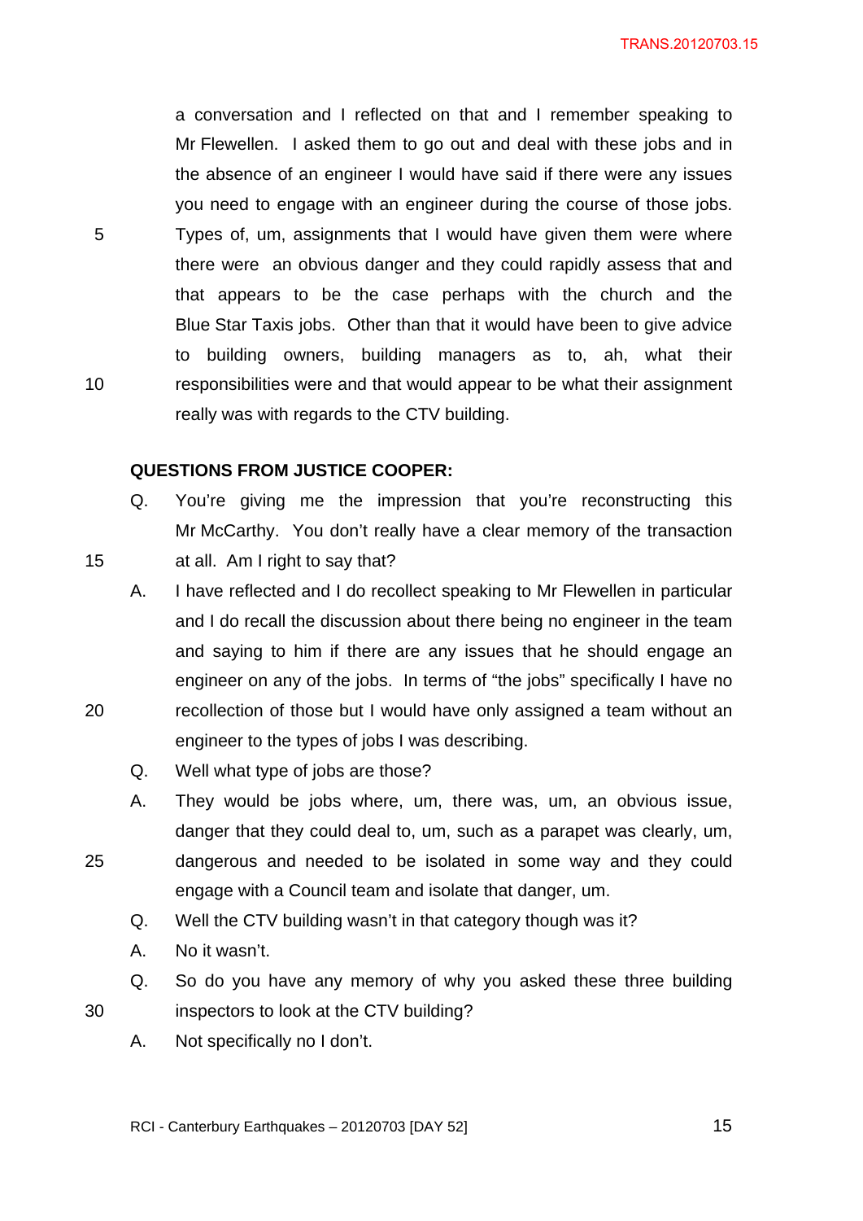a conversation and I reflected on that and I remember speaking to Mr Flewellen. I asked them to go out and deal with these jobs and in the absence of an engineer I would have said if there were any issues you need to engage with an engineer during the course of those jobs. Types of, um, assignments that I would have given them were where there were an obvious danger and they could rapidly assess that and that appears to be the case perhaps with the church and the Blue Star Taxis jobs. Other than that it would have been to give advice to building owners, building managers as to, ah, what their responsibilities were and that would appear to be what their assignment really was with regards to the CTV building.

**QUESTIONS FROM JUSTICE COOPER:**

Q. You're giving me the impression that you're reconstructing this Mr McCarthy. You don't really have a clear memory of the transaction at all. Am I right to say that?

A. I have reflected and I do recollect speaking to Mr Flewellen in particular and I do recall the discussion about there being no engineer in the team and saying to him if there are any issues that he should engage an engineer on any of the jobs. In terms of "the jobs" specifically I have no recollection of those but I would have only assigned a team without an engineer to the types of jobs I was describing.

Q. Well what type of jobs are those?

A. They would be jobs where, um, there was, um, an obvious issue, danger that they could deal to, um, such as a parapet was clearly, um, dangerous and needed to be isolated in some way and they could engage with a Council team and isolate that danger, um.

Q. Well the CTV building wasn't in that category though was it?

A. No it wasn't.

Q. So do you have any memory of why you asked these three building inspectors to look at the CTV building?

A. Not specifically no I don't.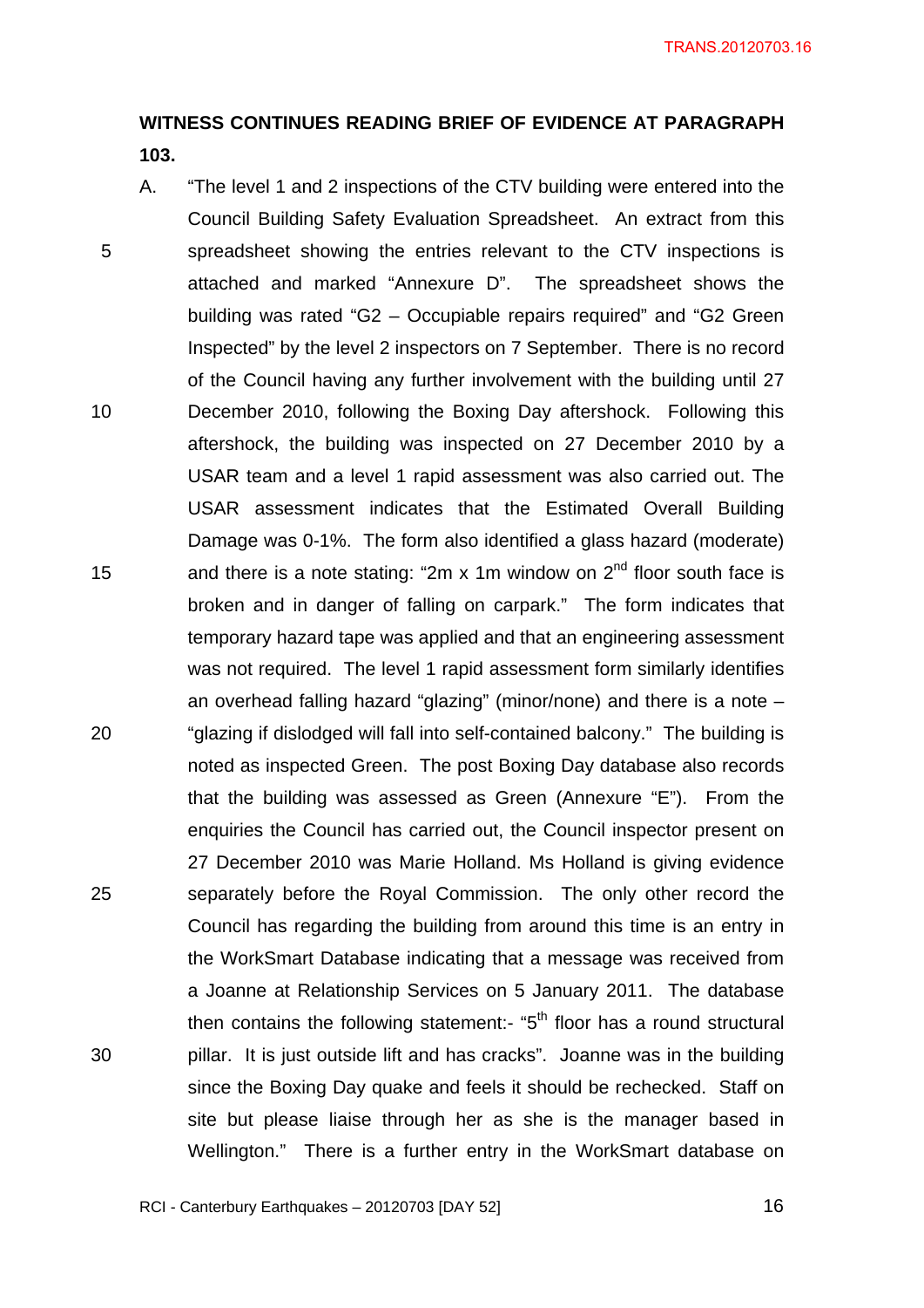**WITNESS CONTINUES READING BRIEF OF EVIDENCE AT PARAGRAPH 103.**

A. "The level 1 and 2 inspections of the CTV building were entered into the Council Building Safety Evaluation Spreadsheet. An extract from this spreadsheet showing the entries relevant to the CTV inspections is attached and marked "Annexure D". The spreadsheet shows the building was rated "G2 – Occupiable repairs required" and "G2 Green Inspected" by the level 2 inspectors on 7 September. There is no record of the Council having any further involvement with the building until 27 December 2010, following the Boxing Day aftershock. Following this aftershock, the building was inspected on 27 December 2010 by a USAR team and a level 1 rapid assessment was also carried out. The USAR assessment indicates that the Estimated Overall Building Damage was 0-1%. The form also identified a glass hazard (moderate) and there is a note stating: "2m x 1m window on 2nd floor south face is broken and in danger of falling on carpark." The form indicates that temporary hazard tape was applied and that an engineering assessment was not required. The level 1 rapid assessment form similarly identifies an overhead falling hazard "glazing" (minor/none) and there is a note – "glazing if dislodged will fall into self-contained balcony." The building is noted as inspected Green. The post Boxing Day database also records that the building was assessed as Green (Annexure "E"). From the enquiries the Council has carried out, the Council inspector present on 27 December 2010 was Marie Holland. Ms Holland is giving evidence separately before the Royal Commission. The only other record the Council has regarding the building from around this time is an entry in the WorkSmart Database indicating that a message was received from a Joanne at Relationship Services on 5 January 2011. The database then contains the following statement:- "5th floor has a round structural pillar. It is just outside lift and has cracks". Joanne was in the building since the Boxing Day quake and feels it should be rechecked. Staff on site but please liaise through her as she is the manager based in Wellington." There is a further entry in the WorkSmart database on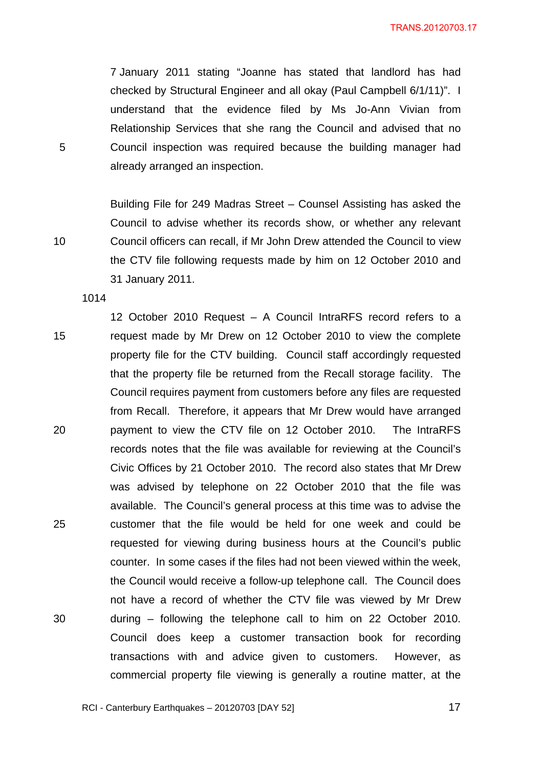7 January 2011 stating "Joanne has stated that landlord has had checked by Structural Engineer and all okay (Paul Campbell 6/1/11)". I understand that the evidence filed by Ms Jo-Ann Vivian from Relationship Services that she rang the Council and advised that no Council inspection was required because the building manager had already arranged an inspection.

Building File for 249 Madras Street – Counsel Assisting has asked the Council to advise whether its records show, or whether any relevant Council officers can recall, if Mr John Drew attended the Council to view the CTV file following requests made by him on 12 October 2010 and 31 January 2011.

1014

12 October 2010 Request – A Council IntraRFS record refers to a request made by Mr Drew on 12 October 2010 to view the complete property file for the CTV building. Council staff accordingly requested that the property file be returned from the Recall storage facility. The Council requires payment from customers before any files are requested from Recall. Therefore, it appears that Mr Drew would have arranged payment to view the CTV file on 12 October 2010. The IntraRFS records notes that the file was available for reviewing at the Council's Civic Offices by 21 October 2010. The record also states that Mr Drew was advised by telephone on 22 October 2010 that the file was available. The Council's general process at this time was to advise the customer that the file would be held for one week and could be requested for viewing during business hours at the Council's public counter. In some cases if the files had not been viewed within the week, the Council would receive a follow-up telephone call. The Council does not have a record of whether the CTV file was viewed by Mr Drew during – following the telephone call to him on 22 October 2010. Council does keep a customer transaction book for recording transactions with and advice given to customers. However, as commercial property file viewing is generally a routine matter, at the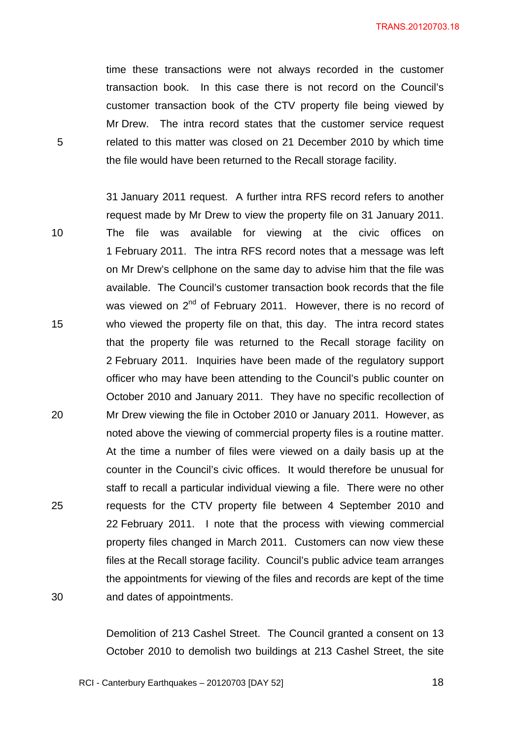time these transactions were not always recorded in the customer transaction book. In this case there is not record on the Council's customer transaction book of the CTV property file being viewed by Mr Drew. The intra record states that the customer service request related to this matter was closed on 21 December 2010 by which time the file would have been returned to the Recall storage facility.

31 January 2011 request. A further intra RFS record refers to another request made by Mr Drew to view the property file on 31 January 2011. The file was available for viewing at the civic offices on 1 February 2011. The intra RFS record notes that a message was left on Mr Drew's cellphone on the same day to advise him that the file was available. The Council's customer transaction book records that the file was viewed on 2nd of February 2011. However, there is no record of who viewed the property file on that, this day. The intra record states that the property file was returned to the Recall storage facility on 2 February 2011. Inquiries have been made of the regulatory support officer who may have been attending to the Council's public counter on October 2010 and January 2011. They have no specific recollection of Mr Drew viewing the file in October 2010 or January 2011. However, as noted above the viewing of commercial property files is a routine matter. At the time a number of files were viewed on a daily basis up at the counter in the Council's civic offices. It would therefore be unusual for staff to recall a particular individual viewing a file. There were no other requests for the CTV property file between 4 September 2010 and 22 February 2011. I note that the process with viewing commercial property files changed in March 2011. Customers can now view these files at the Recall storage facility. Council's public advice team arranges the appointments for viewing of the files and records are kept of the time and dates of appointments.

Demolition of 213 Cashel Street. The Council granted a consent on 13 October 2010 to demolish two buildings at 213 Cashel Street, the site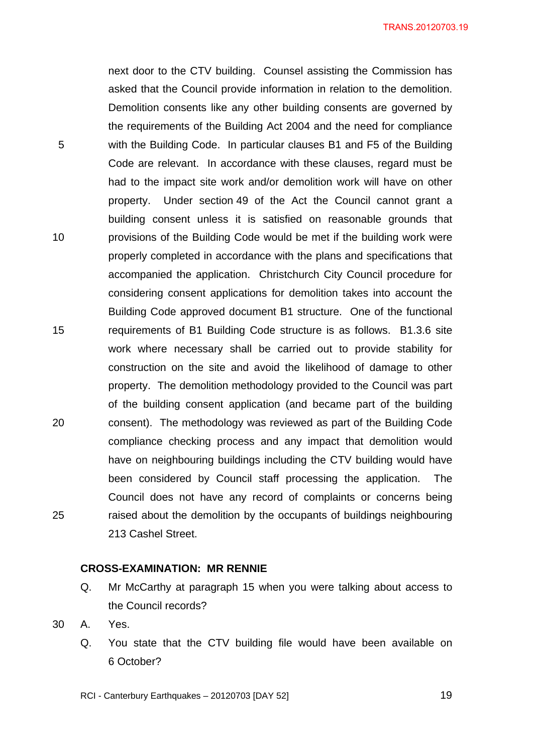next door to the CTV building. Counsel assisting the Commission has asked that the Council provide information in relation to the demolition. Demolition consents like any other building consents are governed by the requirements of the Building Act 2004 and the need for compliance with the Building Code. In particular clauses B1 and F5 of the Building Code are relevant. In accordance with these clauses, regard must be had to the impact site work and/or demolition work will have on other property. Under section 49 of the Act the Council cannot grant a building consent unless it is satisfied on reasonable grounds that provisions of the Building Code would be met if the building work were properly completed in accordance with the plans and specifications that accompanied the application. Christchurch City Council procedure for considering consent applications for demolition takes into account the Building Code approved document B1 structure. One of the functional requirements of B1 Building Code structure is as follows. B1.3.6 site work where necessary shall be carried out to provide stability for construction on the site and avoid the likelihood of damage to other property. The demolition methodology provided to the Council was part of the building consent application (and became part of the building consent). The methodology was reviewed as part of the Building Code compliance checking process and any impact that demolition would have on neighbouring buildings including the CTV building would have been considered by Council staff processing the application. The Council does not have any record of complaints or concerns being raised about the demolition by the occupants of buildings neighbouring 213 Cashel Street.

**CROSS-EXAMINATION: MR RENNIE**

Q. Mr McCarthy at paragraph 15 when you were talking about access to the Council records?

A. Yes.

Q. You state that the CTV building file would have been available on 6 October?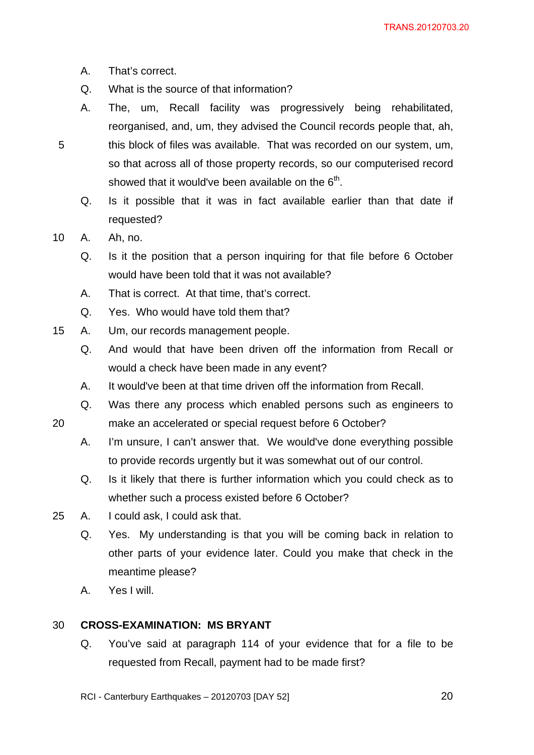A. That's correct.

Q. What is the source of that information?

A. The, um, Recall facility was progressively being rehabilitated, reorganised, and, um, they advised the Council records people that, ah, this block of files was available. That was recorded on our system, um, so that across all of those property records, so our computerised record showed that it would've been available on the 6th.

Q. Is it possible that it was in fact available earlier than that date if requested?

A. Ah, no.

Q. Is it the position that a person inquiring for that file before 6 October would have been told that it was not available?

A. That is correct. At that time, that's correct.

Q. Yes. Who would have told them that?

A. Um, our records management people.

Q. And would that have been driven off the information from Recall or would a check have been made in any event?

A. It would've been at that time driven off the information from Recall.

Q. Was there any process which enabled persons such as engineers to make an accelerated or special request before 6 October?

A. I'm unsure, I can't answer that. We would've done everything possible to provide records urgently but it was somewhat out of our control.

Q. Is it likely that there is further information which you could check as to whether such a process existed before 6 October?

A. I could ask, I could ask that.

Q. Yes. My understanding is that you will be coming back in relation to other parts of your evidence later. Could you make that check in the meantime please?

A. Yes I will.

**CROSS-EXAMINATION: MS BRYANT**

Q. You've said at paragraph 114 of your evidence that for a file to be requested from Recall, payment had to be made first?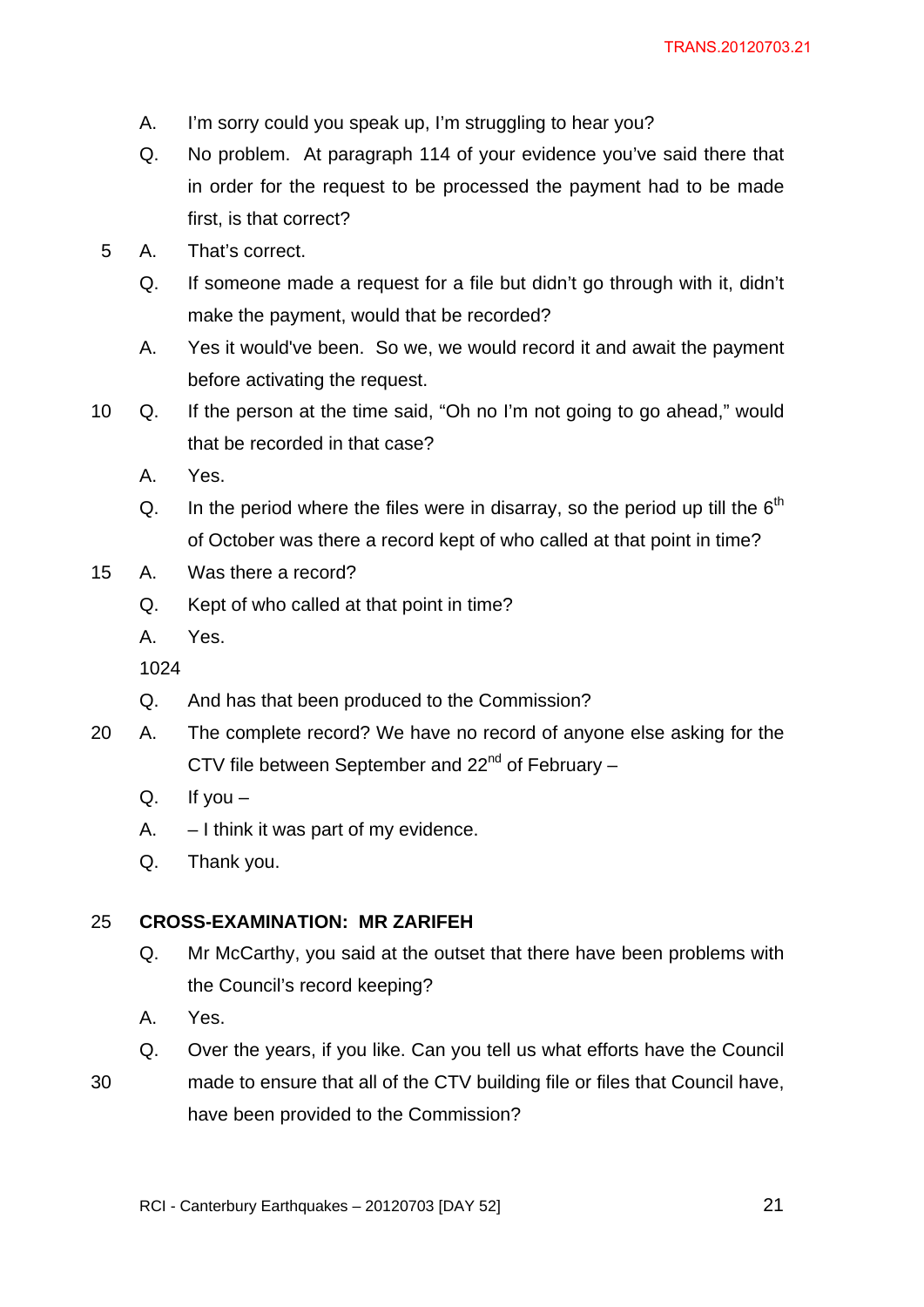A. I'm sorry could you speak up, I'm struggling to hear you?

Q. No problem. At paragraph 114 of your evidence you've said there that in order for the request to be processed the payment had to be made first, is that correct?

A. That's correct.

Q. If someone made a request for a file but didn't go through with it, didn't make the payment, would that be recorded?

A. Yes it would've been. So we, we would record it and await the payment before activating the request.

Q. If the person at the time said, "Oh no I'm not going to go ahead," would that be recorded in that case?

A. Yes.

Q. In the period where the files were in disarray, so the period up till the 6th of October was there a record kept of who called at that point in time?

A. Was there a record?

Q. Kept of who called at that point in time?

A. Yes.

1024

Q. And has that been produced to the Commission?

A. The complete record? We have no record of anyone else asking for the CTV file between September and 22nd of February –

Q. If you –

A. – I think it was part of my evidence.

Q. Thank you.

**CROSS-EXAMINATION: MR ZARIFEH**

Q. Mr McCarthy, you said at the outset that there have been problems with the Council's record keeping?

A. Yes.

Q. Over the years, if you like. Can you tell us what efforts have the Council made to ensure that all of the CTV building file or files that Council have, have been provided to the Commission?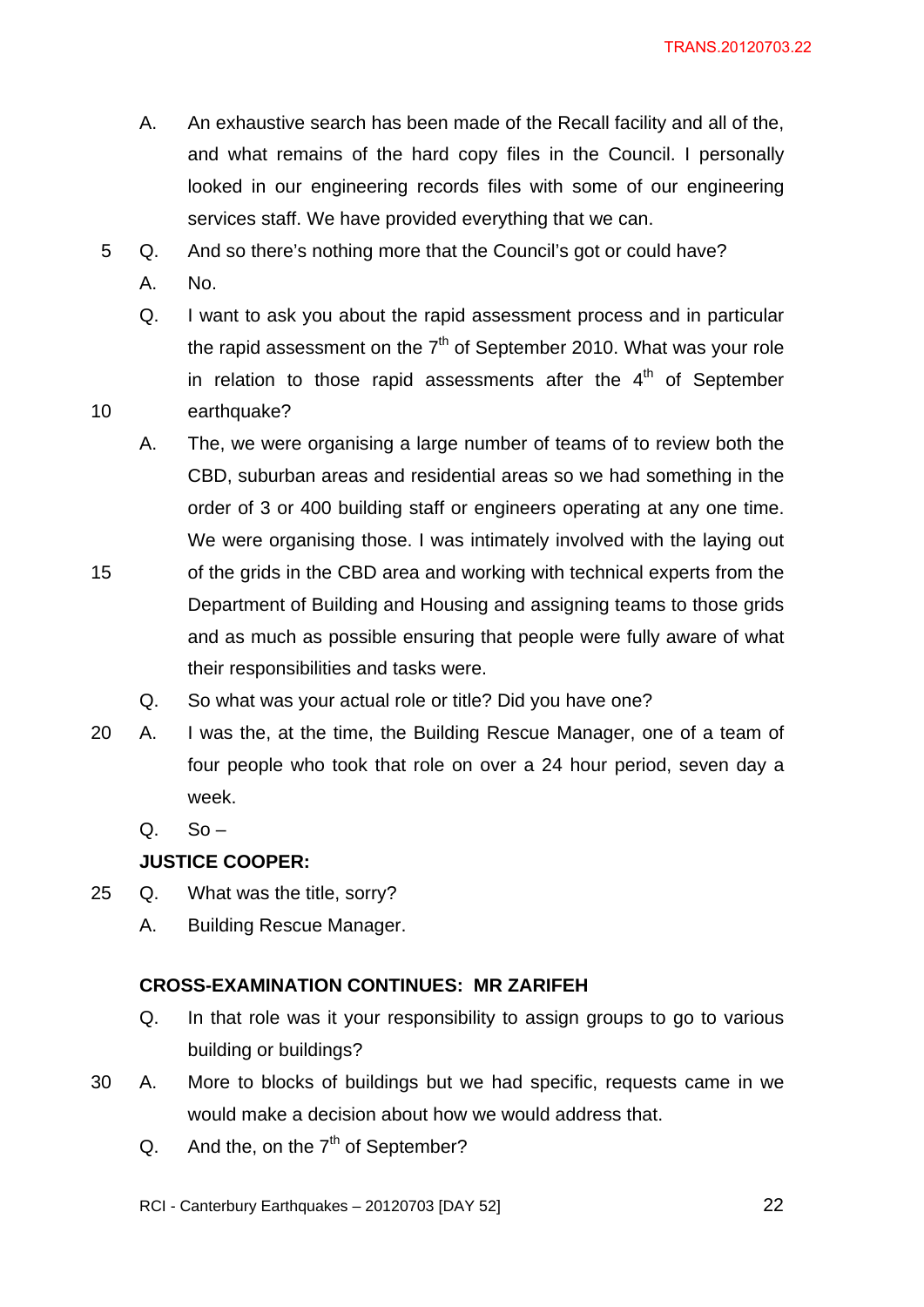A. An exhaustive search has been made of the Recall facility and all of the, and what remains of the hard copy files in the Council. I personally looked in our engineering records files with some of our engineering services staff. We have provided everything that we can.

Q. And so there's nothing more that the Council's got or could have?

A. No.

Q. I want to ask you about the rapid assessment process and in particular the rapid assessment on the 7th of September 2010. What was your role in relation to those rapid assessments after the 4th of September earthquake?

A. The, we were organising a large number of teams of to review both the CBD, suburban areas and residential areas so we had something in the order of 3 or 400 building staff or engineers operating at any one time. We were organising those. I was intimately involved with the laying out of the grids in the CBD area and working with technical experts from the Department of Building and Housing and assigning teams to those grids and as much as possible ensuring that people were fully aware of what their responsibilities and tasks were.

Q. So what was your actual role or title? Did you have one?

A. I was the, at the time, the Building Rescue Manager, one of a team of four people who took that role on over a 24 hour period, seven day a week.

Q. So –

**JUSTICE COOPER:**

Q. What was the title, sorry?

A. Building Rescue Manager.

**CROSS-EXAMINATION CONTINUES: MR ZARIFEH**

Q. In that role was it your responsibility to assign groups to go to various building or buildings?

A. More to blocks of buildings but we had specific, requests came in we would make a decision about how we would address that.

Q. And the, on the 7th of September?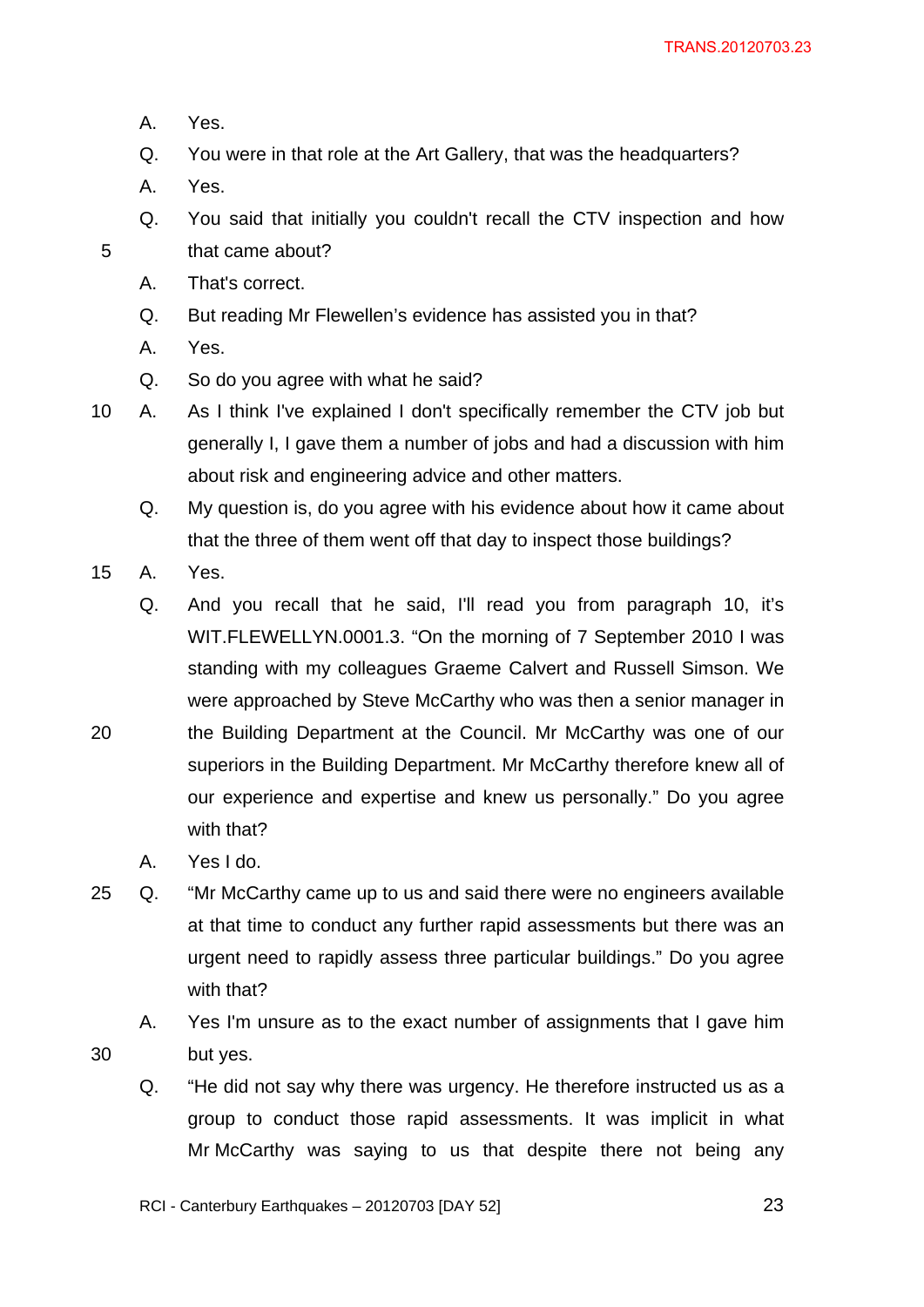A. Yes.

Q. You were in that role at the Art Gallery, that was the headquarters?

A. Yes.

Q. You said that initially you couldn't recall the CTV inspection and how that came about?

A. That's correct.

Q. But reading Mr Flewellen's evidence has assisted you in that?

A. Yes.

Q. So do you agree with what he said?

A. As I think I've explained I don't specifically remember the CTV job but generally I, I gave them a number of jobs and had a discussion with him about risk and engineering advice and other matters.

Q. My question is, do you agree with his evidence about how it came about that the three of them went off that day to inspect those buildings?

A. Yes.

Q. And you recall that he said, I'll read you from paragraph 10, it's WIT.FLEWELLYN.0001.3. "On the morning of 7 September 2010 I was standing with my colleagues Graeme Calvert and Russell Simson. We were approached by Steve McCarthy who was then a senior manager in the Building Department at the Council. Mr McCarthy was one of our superiors in the Building Department. Mr McCarthy therefore knew all of our experience and expertise and knew us personally." Do you agree with that?

A. Yes I do.

Q. "Mr McCarthy came up to us and said there were no engineers available at that time to conduct any further rapid assessments but there was an urgent need to rapidly assess three particular buildings." Do you agree with that?

A. Yes I'm unsure as to the exact number of assignments that I gave him but yes.

Q. "He did not say why there was urgency. He therefore instructed us as a group to conduct those rapid assessments. It was implicit in what Mr McCarthy was saying to us that despite there not being any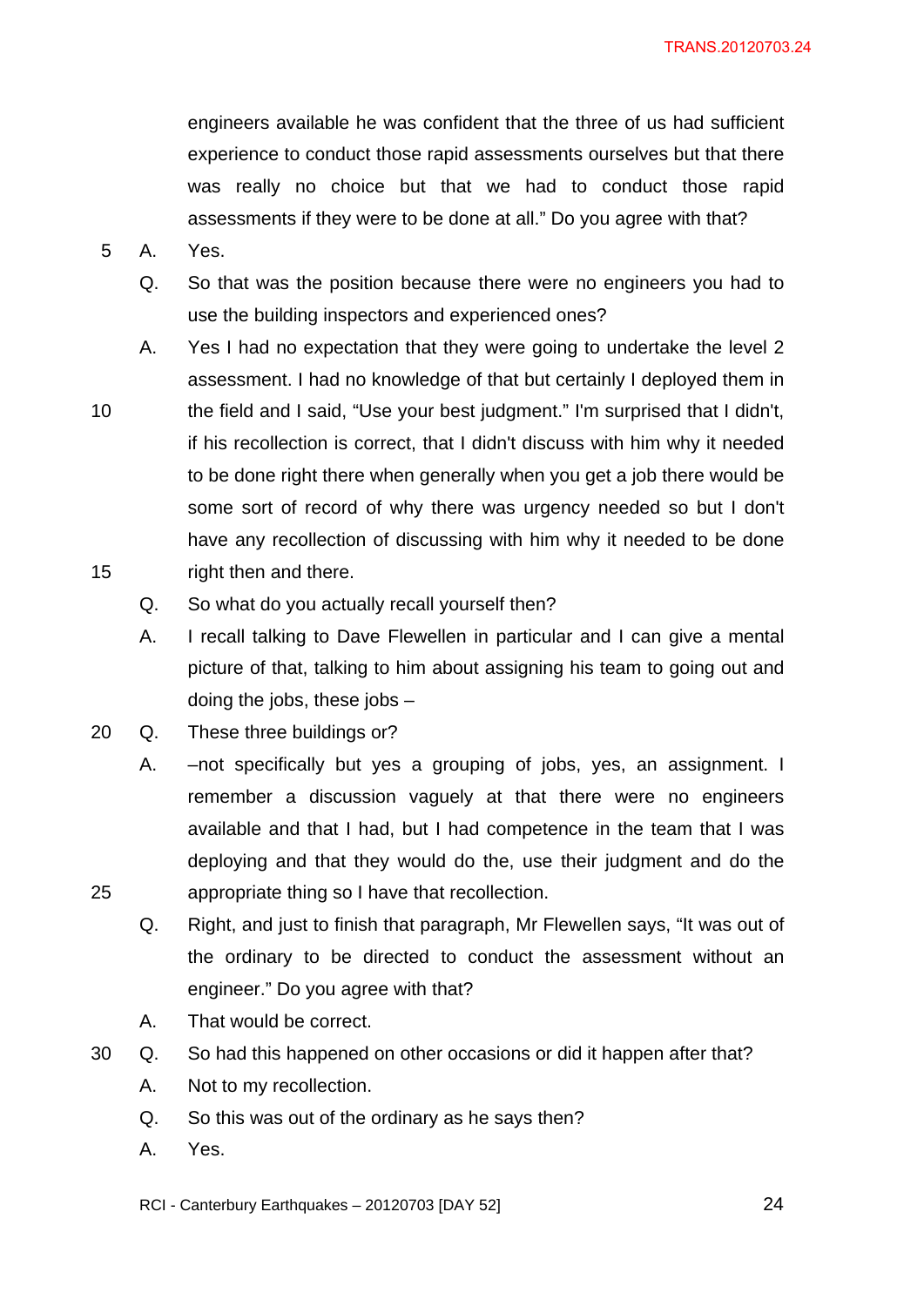engineers available he was confident that the three of us had sufficient experience to conduct those rapid assessments ourselves but that there was really no choice but that we had to conduct those rapid assessments if they were to be done at all." Do you agree with that?

A. Yes.

Q. So that was the position because there were no engineers you had to use the building inspectors and experienced ones?

A. Yes I had no expectation that they were going to undertake the level 2 assessment. I had no knowledge of that but certainly I deployed them in the field and I said, "Use your best judgment." I'm surprised that I didn't, if his recollection is correct, that I didn't discuss with him why it needed to be done right there when generally when you get a job there would be some sort of record of why there was urgency needed so but I don't have any recollection of discussing with him why it needed to be done right then and there.

Q. So what do you actually recall yourself then?

A. I recall talking to Dave Flewellen in particular and I can give a mental picture of that, talking to him about assigning his team to going out and doing the jobs, these jobs –

Q. These three buildings or?

A. –not specifically but yes a grouping of jobs, yes, an assignment. I remember a discussion vaguely at that there were no engineers available and that I had, but I had competence in the team that I was deploying and that they would do the, use their judgment and do the appropriate thing so I have that recollection.

Q. Right, and just to finish that paragraph, Mr Flewellen says, "It was out of the ordinary to be directed to conduct the assessment without an engineer." Do you agree with that?

A. That would be correct.

Q. So had this happened on other occasions or did it happen after that?

A. Not to my recollection.

Q. So this was out of the ordinary as he says then?

A. Yes.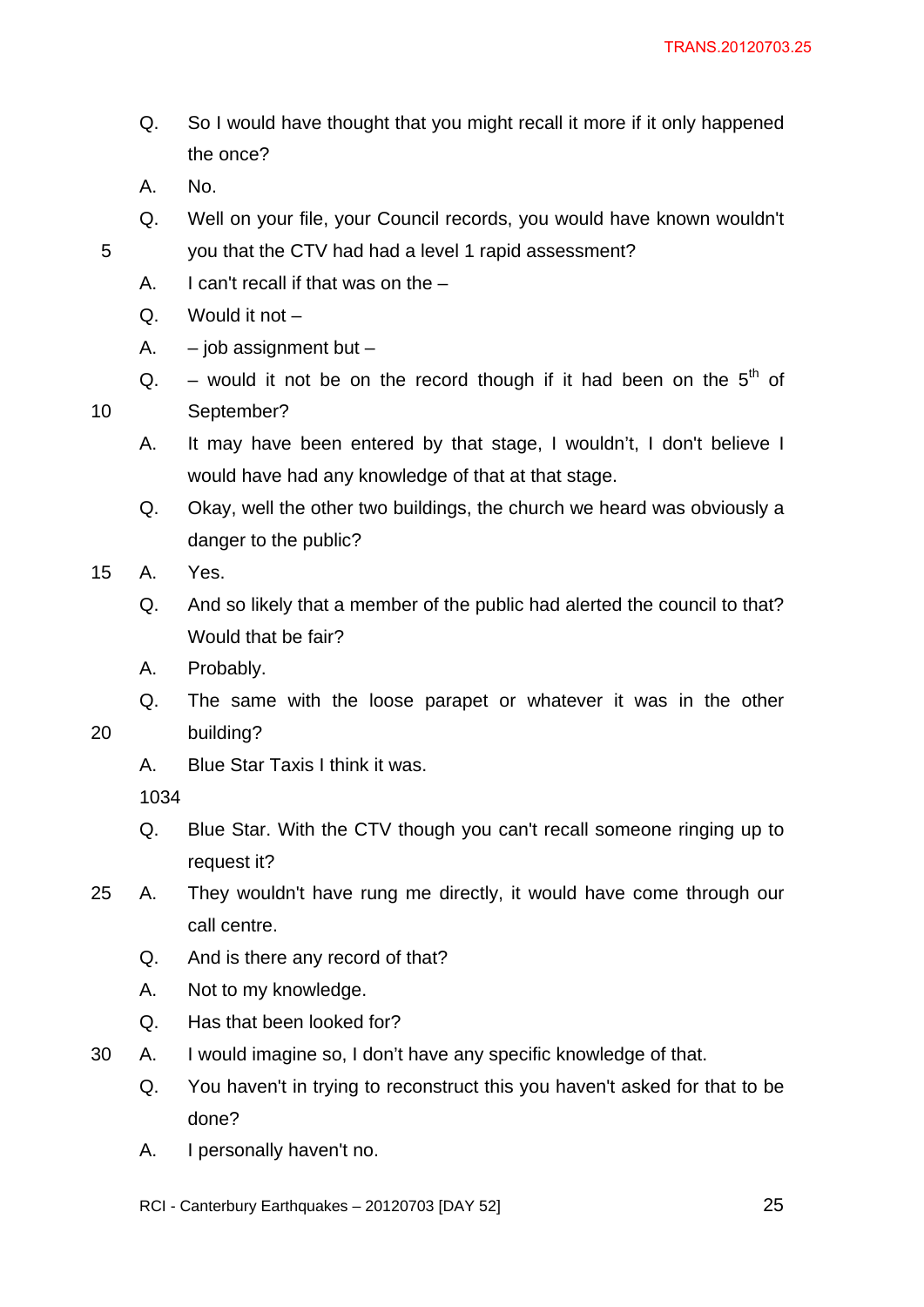Q. So I would have thought that you might recall it more if it only happened the once?

A. No.

Q. Well on your file, your Council records, you would have known wouldn't you that the CTV had had a level 1 rapid assessment?

A. I can't recall if that was on the –

Q. Would it not –

A. – job assignment but –

Q. – would it not be on the record though if it had been on the 5th of September?

A. It may have been entered by that stage, I wouldn't, I don't believe I would have had any knowledge of that at that stage.

Q. Okay, well the other two buildings, the church we heard was obviously a danger to the public?

A. Yes.

Q. And so likely that a member of the public had alerted the council to that? Would that be fair?

A. Probably.

Q. The same with the loose parapet or whatever it was in the other building?

A. Blue Star Taxis I think it was.

1034

Q. Blue Star. With the CTV though you can't recall someone ringing up to request it?

A. They wouldn't have rung me directly, it would have come through our call centre.

Q. And is there any record of that?

A. Not to my knowledge.

Q. Has that been looked for?

A. I would imagine so, I don't have any specific knowledge of that.

Q. You haven't in trying to reconstruct this you haven't asked for that to be done?

A. I personally haven't no.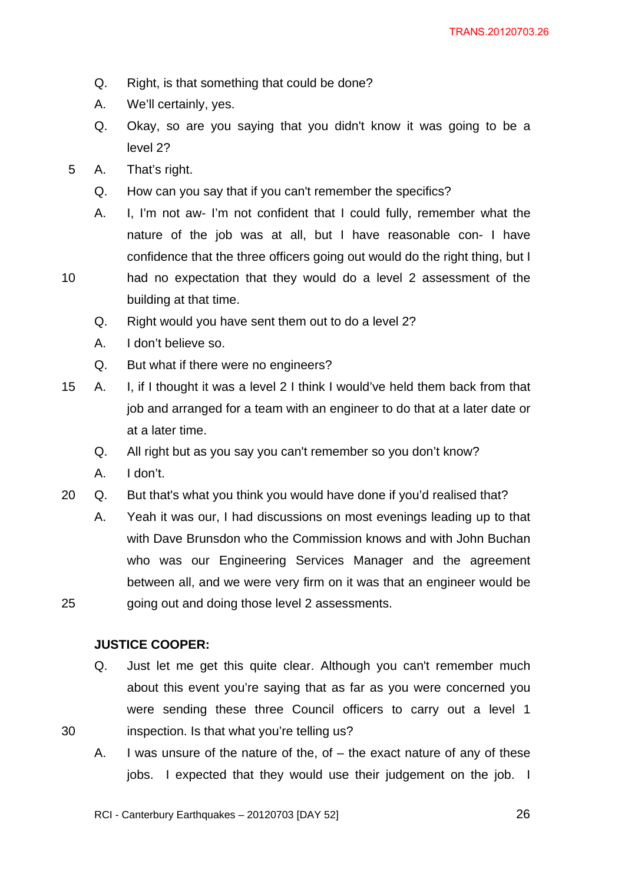Q. Right, is that something that could be done?

A. We'll certainly, yes.

Q. Okay, so are you saying that you didn't know it was going to be a level 2?

A. That's right.

Q. How can you say that if you can't remember the specifics?

A. I, I'm not aw- I'm not confident that I could fully, remember what the nature of the job was at all, but I have reasonable con- I have confidence that the three officers going out would do the right thing, but I had no expectation that they would do a level 2 assessment of the building at that time.

Q. Right would you have sent them out to do a level 2?

A. I don't believe so.

Q. But what if there were no engineers?

A. I, if I thought it was a level 2 I think I would've held them back from that job and arranged for a team with an engineer to do that at a later date or at a later time.

Q. All right but as you say you can't remember so you don't know?

A. I don't.

Q. But that's what you think you would have done if you'd realised that?

A. Yeah it was our, I had discussions on most evenings leading up to that with Dave Brunsdon who the Commission knows and with John Buchan who was our Engineering Services Manager and the agreement between all, and we were very firm on it was that an engineer would be going out and doing those level 2 assessments.

**JUSTICE COOPER:**

Q. Just let me get this quite clear. Although you can't remember much about this event you're saying that as far as you were concerned you were sending these three Council officers to carry out a level 1 inspection. Is that what you're telling us?

A. I was unsure of the nature of the, of – the exact nature of any of these jobs. I expected that they would use their judgement on the job. I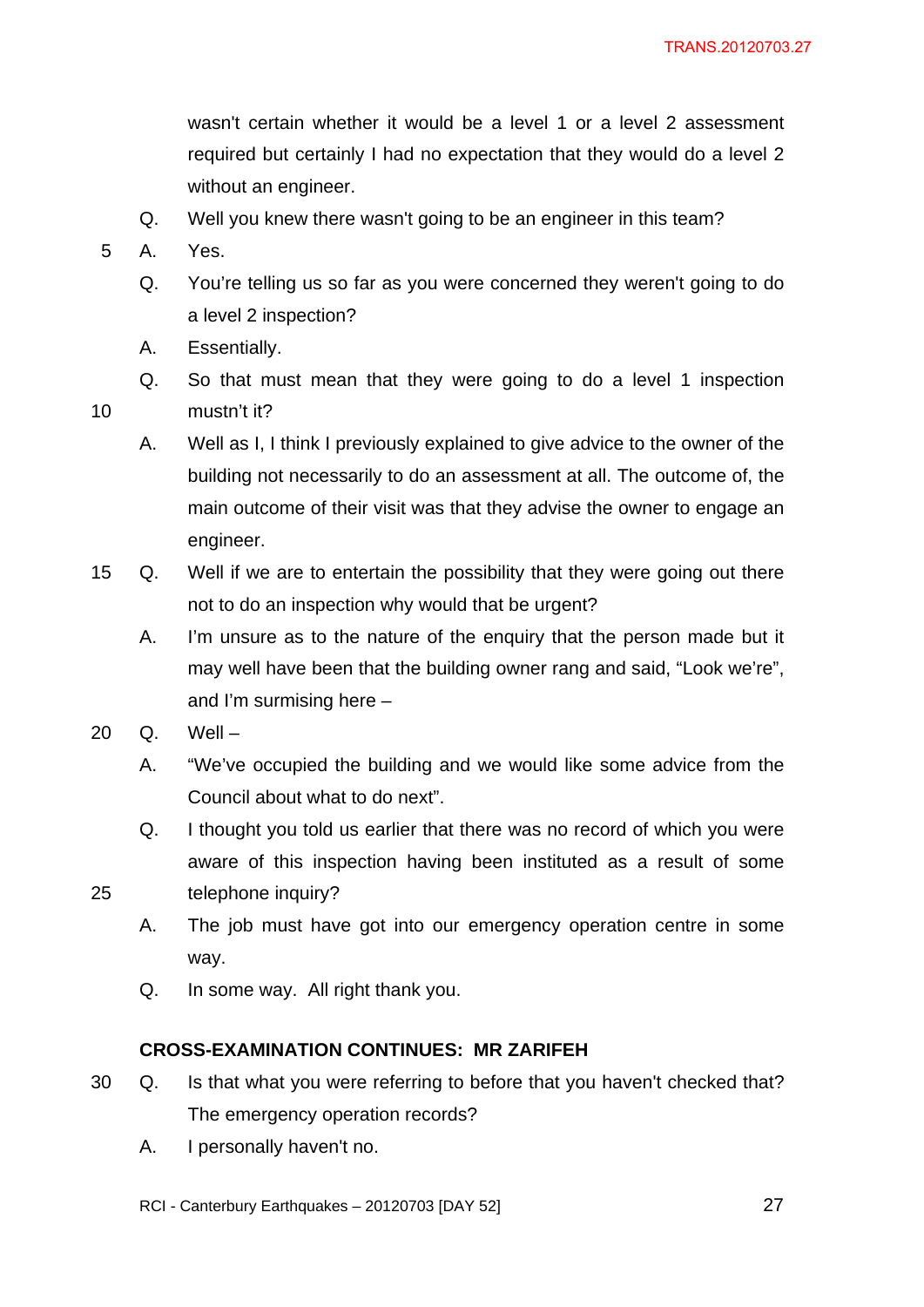wasn't certain whether it would be a level 1 or a level 2 assessment required but certainly I had no expectation that they would do a level 2 without an engineer.

Q. Well you knew there wasn't going to be an engineer in this team?

A. Yes.

Q. You're telling us so far as you were concerned they weren't going to do a level 2 inspection?

A. Essentially.

Q. So that must mean that they were going to do a level 1 inspection mustn't it?

A. Well as I, I think I previously explained to give advice to the owner of the building not necessarily to do an assessment at all. The outcome of, the main outcome of their visit was that they advise the owner to engage an engineer.

Q. Well if we are to entertain the possibility that they were going out there not to do an inspection why would that be urgent?

A. I'm unsure as to the nature of the enquiry that the person made but it may well have been that the building owner rang and said, "Look we're", and I'm surmising here –

Q. Well –

A. "We've occupied the building and we would like some advice from the Council about what to do next".

Q. I thought you told us earlier that there was no record of which you were aware of this inspection having been instituted as a result of some telephone inquiry?

A. The job must have got into our emergency operation centre in some way.

Q. In some way. All right thank you.

**CROSS-EXAMINATION CONTINUES: MR ZARIFEH**

Q. Is that what you were referring to before that you haven't checked that? The emergency operation records?

A. I personally haven't no.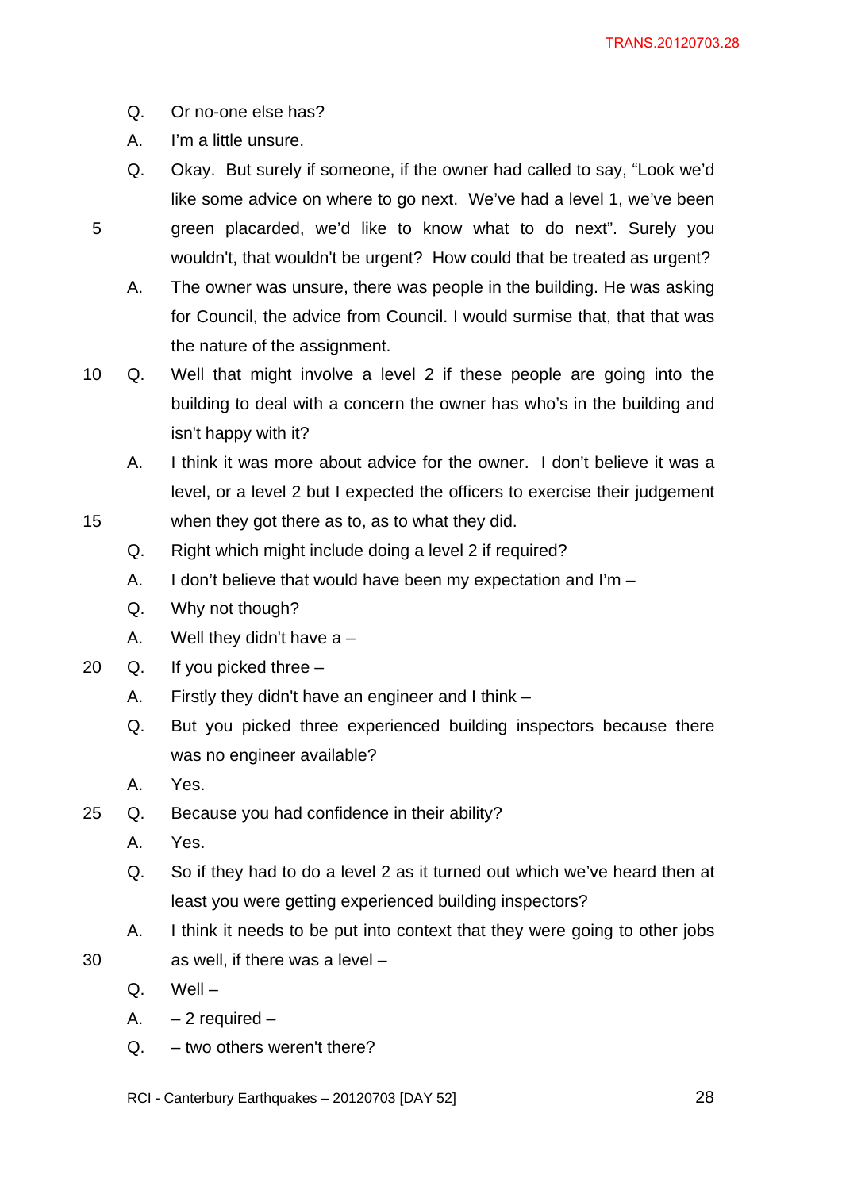Q. Or no-one else has?

A. I'm a little unsure.

Q. Okay. But surely if someone, if the owner had called to say, "Look we'd like some advice on where to go next. We've had a level 1, we've been green placarded, we'd like to know what to do next". Surely you wouldn't, that wouldn't be urgent? How could that be treated as urgent?

A. The owner was unsure, there was people in the building. He was asking for Council, the advice from Council. I would surmise that, that that was the nature of the assignment.

Q. Well that might involve a level 2 if these people are going into the building to deal with a concern the owner has who's in the building and isn't happy with it?

A. I think it was more about advice for the owner. I don't believe it was a level, or a level 2 but I expected the officers to exercise their judgement when they got there as to, as to what they did.

Q. Right which might include doing a level 2 if required?

A. I don't believe that would have been my expectation and I'm –

Q. Why not though?

A. Well they didn't have a –

Q. If you picked three –

A. Firstly they didn't have an engineer and I think –

Q. But you picked three experienced building inspectors because there was no engineer available?

A. Yes.

Q. Because you had confidence in their ability?

A. Yes.

Q. So if they had to do a level 2 as it turned out which we've heard then at least you were getting experienced building inspectors?

A. I think it needs to be put into context that they were going to other jobs as well, if there was a level –

Q. Well –

A. – 2 required –

Q. – two others weren't there?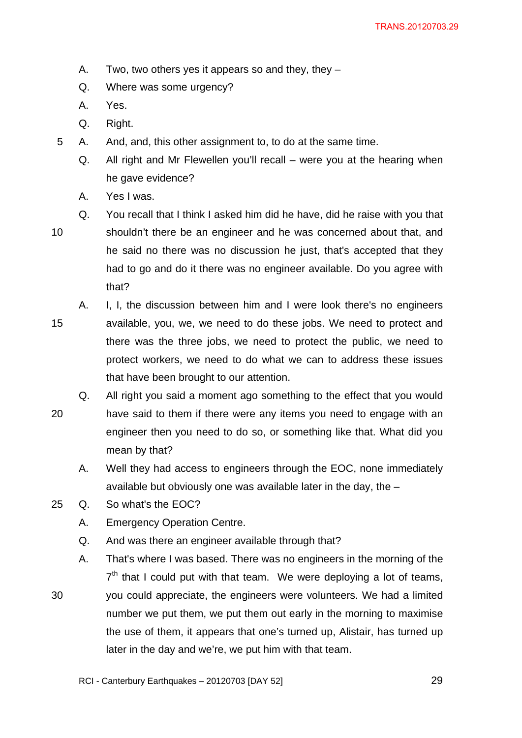A. Two, two others yes it appears so and they, they –

Q. Where was some urgency?

A. Yes.

Q. Right.

A. And, and, this other assignment to, to do at the same time.

Q. All right and Mr Flewellen you'll recall – were you at the hearing when he gave evidence?

A. Yes I was.

Q. You recall that I think I asked him did he have, did he raise with you that shouldn't there be an engineer and he was concerned about that, and he said no there was no discussion he just, that's accepted that they had to go and do it there was no engineer available. Do you agree with that?

A. I, I, the discussion between him and I were look there's no engineers available, you, we, we need to do these jobs. We need to protect and there was the three jobs, we need to protect the public, we need to protect workers, we need to do what we can to address these issues that have been brought to our attention.

Q. All right you said a moment ago something to the effect that you would have said to them if there were any items you need to engage with an engineer then you need to do so, or something like that. What did you mean by that?

A. Well they had access to engineers through the EOC, none immediately available but obviously one was available later in the day, the –

Q. So what's the EOC?

A. Emergency Operation Centre.

Q. And was there an engineer available through that?

A. That's where I was based. There was no engineers in the morning of the 7th that I could put with that team. We were deploying a lot of teams, you could appreciate, the engineers were volunteers. We had a limited number we put them, we put them out early in the morning to maximise the use of them, it appears that one's turned up, Alistair, has turned up later in the day and we're, we put him with that team.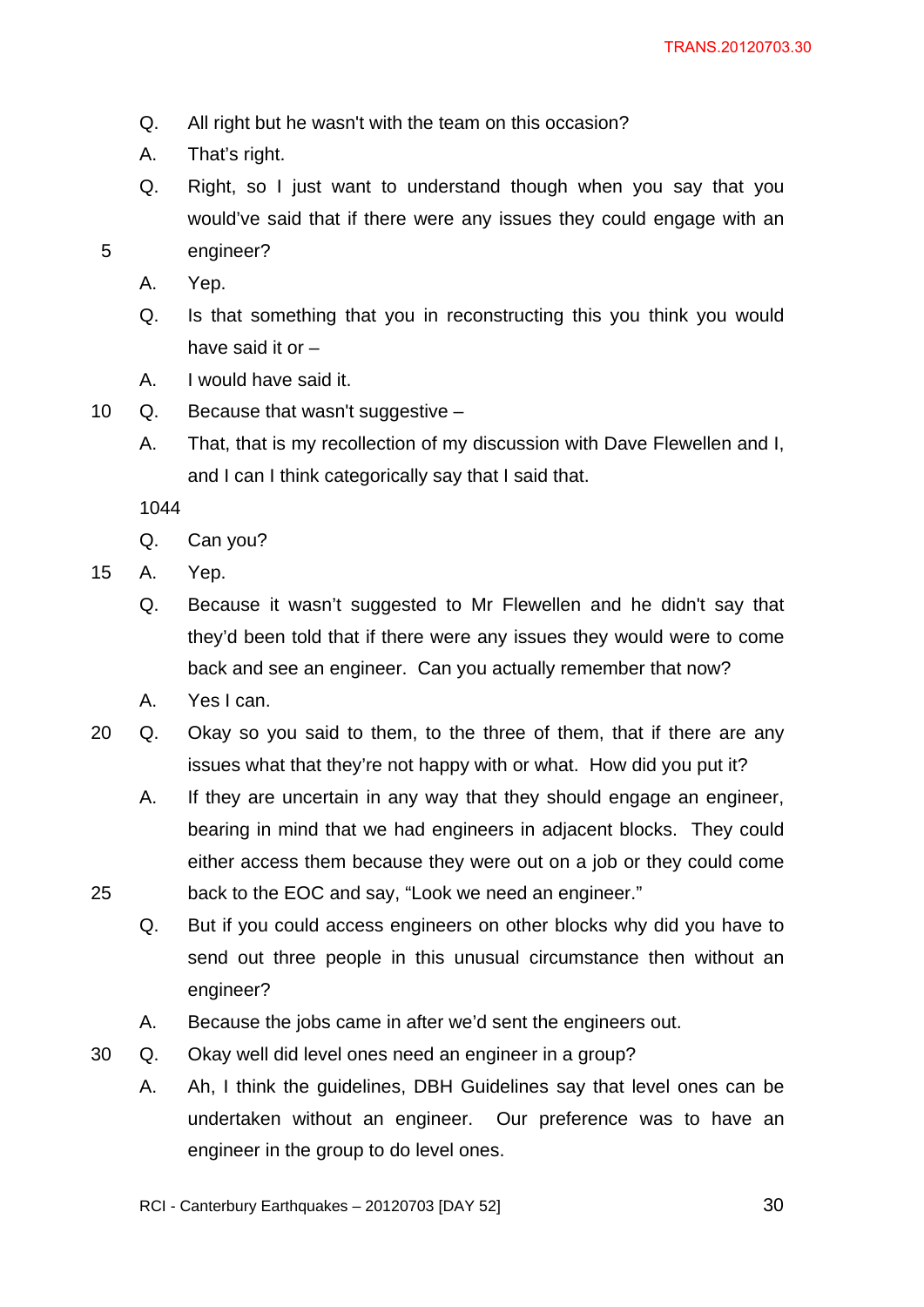Q. All right but he wasn't with the team on this occasion?

A. That's right.

Q. Right, so I just want to understand though when you say that you would've said that if there were any issues they could engage with an engineer?

A. Yep.

Q. Is that something that you in reconstructing this you think you would have said it or –

A. I would have said it.

Q. Because that wasn't suggestive –

A. That, that is my recollection of my discussion with Dave Flewellen and I, and I can I think categorically say that I said that.

1044

Q. Can you?

A. Yep.

Q. Because it wasn't suggested to Mr Flewellen and he didn't say that they'd been told that if there were any issues they would were to come back and see an engineer. Can you actually remember that now?

A. Yes I can.

Q. Okay so you said to them, to the three of them, that if there are any issues what that they're not happy with or what. How did you put it?

A. If they are uncertain in any way that they should engage an engineer, bearing in mind that we had engineers in adjacent blocks. They could either access them because they were out on a job or they could come back to the EOC and say, "Look we need an engineer."

Q. But if you could access engineers on other blocks why did you have to send out three people in this unusual circumstance then without an engineer?

A. Because the jobs came in after we'd sent the engineers out.

Q. Okay well did level ones need an engineer in a group?

A. Ah, I think the guidelines, DBH Guidelines say that level ones can be undertaken without an engineer. Our preference was to have an engineer in the group to do level ones.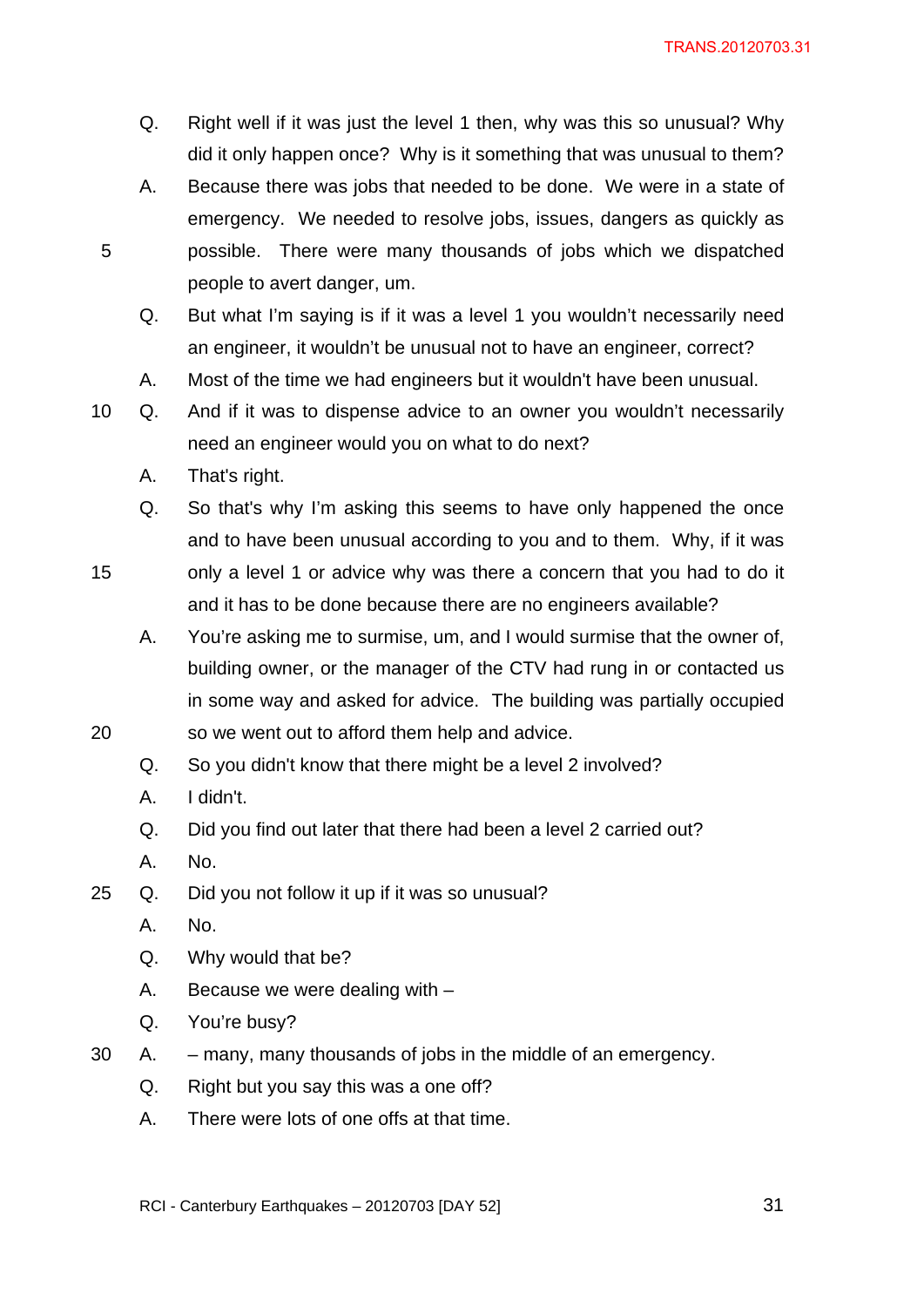Q. Right well if it was just the level 1 then, why was this so unusual? Why did it only happen once? Why is it something that was unusual to them?

A. Because there was jobs that needed to be done. We were in a state of emergency. We needed to resolve jobs, issues, dangers as quickly as possible. There were many thousands of jobs which we dispatched people to avert danger, um.

Q. But what I'm saying is if it was a level 1 you wouldn't necessarily need an engineer, it wouldn't be unusual not to have an engineer, correct?

A. Most of the time we had engineers but it wouldn't have been unusual.

Q. And if it was to dispense advice to an owner you wouldn't necessarily need an engineer would you on what to do next?

A. That's right.

Q. So that's why I'm asking this seems to have only happened the once and to have been unusual according to you and to them. Why, if it was only a level 1 or advice why was there a concern that you had to do it and it has to be done because there are no engineers available?

A. You're asking me to surmise, um, and I would surmise that the owner of, building owner, or the manager of the CTV had rung in or contacted us in some way and asked for advice. The building was partially occupied so we went out to afford them help and advice.

Q. So you didn't know that there might be a level 2 involved?

A. I didn't.

Q. Did you find out later that there had been a level 2 carried out?

A. No.

Q. Did you not follow it up if it was so unusual?

A. No.

Q. Why would that be?

A. Because we were dealing with –

Q. You're busy?

A. – many, many thousands of jobs in the middle of an emergency.

Q. Right but you say this was a one off?

A. There were lots of one offs at that time.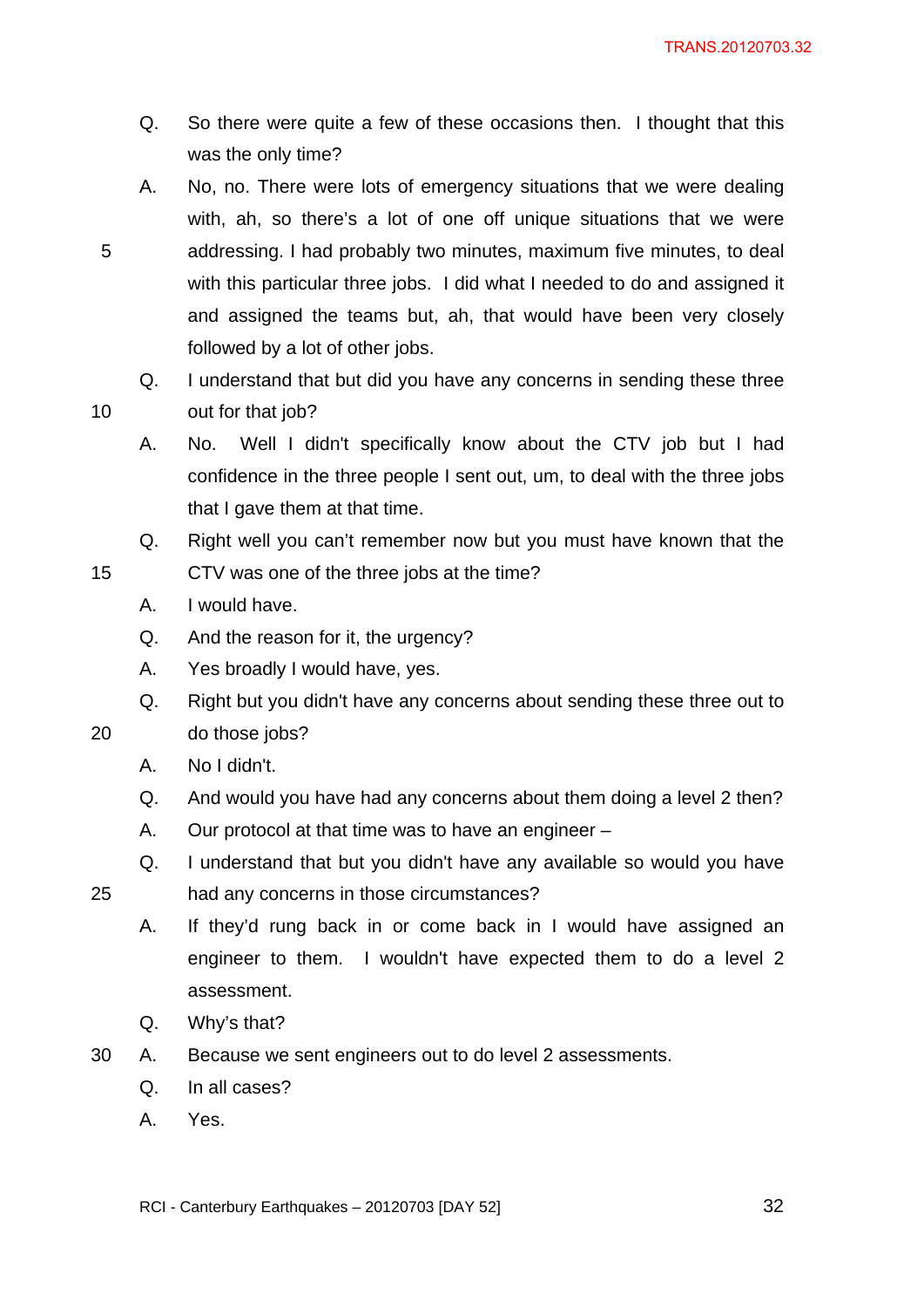Q. So there were quite a few of these occasions then. I thought that this was the only time?

A. No, no. There were lots of emergency situations that we were dealing with, ah, so there's a lot of one off unique situations that we were addressing. I had probably two minutes, maximum five minutes, to deal with this particular three jobs. I did what I needed to do and assigned it and assigned the teams but, ah, that would have been very closely followed by a lot of other jobs.

Q. I understand that but did you have any concerns in sending these three out for that job?

A. No. Well I didn't specifically know about the CTV job but I had confidence in the three people I sent out, um, to deal with the three jobs that I gave them at that time.

Q. Right well you can't remember now but you must have known that the CTV was one of the three jobs at the time?

A. I would have.

Q. And the reason for it, the urgency?

A. Yes broadly I would have, yes.

Q. Right but you didn't have any concerns about sending these three out to do those jobs?

A. No I didn't.

Q. And would you have had any concerns about them doing a level 2 then?

A. Our protocol at that time was to have an engineer –

Q. I understand that but you didn't have any available so would you have had any concerns in those circumstances?

A. If they'd rung back in or come back in I would have assigned an engineer to them. I wouldn't have expected them to do a level 2 assessment.

Q. Why's that?

A. Because we sent engineers out to do level 2 assessments.

Q. In all cases?

A. Yes.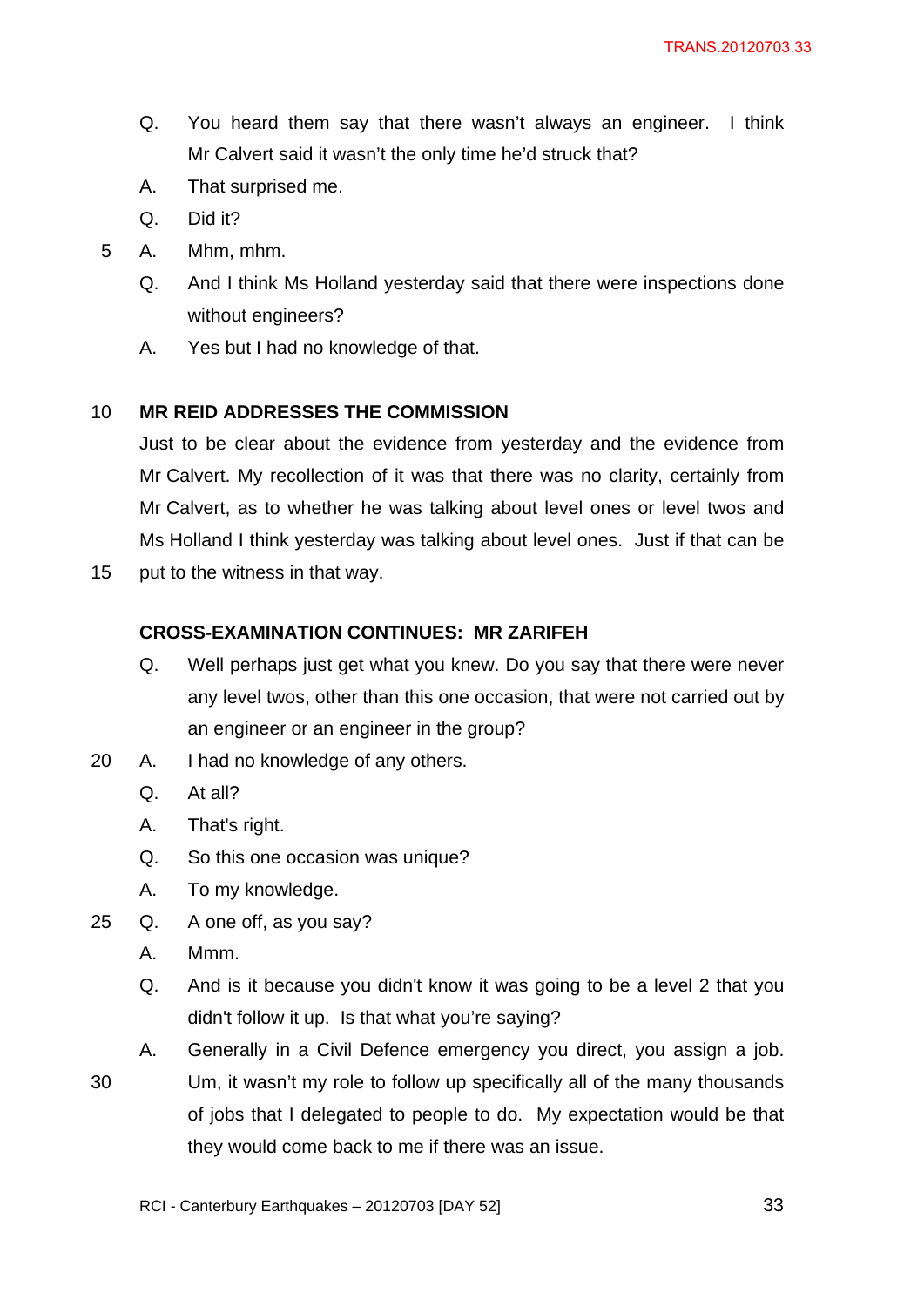Q. You heard them say that there wasn't always an engineer. I think Mr Calvert said it wasn't the only time he'd struck that?

A. That surprised me.

Q. Did it?

A. Mhm, mhm.

Q. And I think Ms Holland yesterday said that there were inspections done without engineers?

A. Yes but I had no knowledge of that.

**MR REID ADDRESSES THE COMMISSION**

Just to be clear about the evidence from yesterday and the evidence from Mr Calvert. My recollection of it was that there was no clarity, certainly from Mr Calvert, as to whether he was talking about level ones or level twos and Ms Holland I think yesterday was talking about level ones. Just if that can be put to the witness in that way.

**CROSS-EXAMINATION CONTINUES: MR ZARIFEH**

Q. Well perhaps just get what you knew. Do you say that there were never any level twos, other than this one occasion, that were not carried out by an engineer or an engineer in the group?

A. I had no knowledge of any others.

Q. At all?

A. That's right.

Q. So this one occasion was unique?

A. To my knowledge.

Q. A one off, as you say?

A. Mmm.

Q. And is it because you didn't know it was going to be a level 2 that you didn't follow it up. Is that what you're saying?

A. Generally in a Civil Defence emergency you direct, you assign a job. Um, it wasn't my role to follow up specifically all of the many thousands of jobs that I delegated to people to do. My expectation would be that they would come back to me if there was an issue.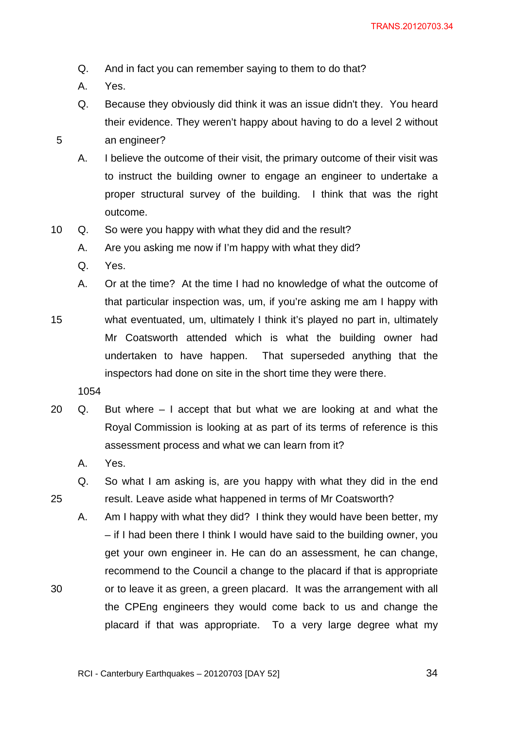Q. And in fact you can remember saying to them to do that?

A. Yes.

Q. Because they obviously did think it was an issue didn't they. You heard their evidence. They weren't happy about having to do a level 2 without an engineer?

A. I believe the outcome of their visit, the primary outcome of their visit was to instruct the building owner to engage an engineer to undertake a proper structural survey of the building. I think that was the right outcome.

Q. So were you happy with what they did and the result?

A. Are you asking me now if I'm happy with what they did?

Q. Yes.

A. Or at the time? At the time I had no knowledge of what the outcome of that particular inspection was, um, if you're asking me am I happy with what eventuated, um, ultimately I think it's played no part in, ultimately Mr Coatsworth attended which is what the building owner had undertaken to have happen. That superseded anything that the inspectors had done on site in the short time they were there.

1054

Q. But where – I accept that but what we are looking at and what the Royal Commission is looking at as part of its terms of reference is this assessment process and what we can learn from it?

A. Yes.

Q. So what I am asking is, are you happy with what they did in the end result. Leave aside what happened in terms of Mr Coatsworth?

A. Am I happy with what they did? I think they would have been better, my – if I had been there I think I would have said to the building owner, you get your own engineer in. He can do an assessment, he can change, recommend to the Council a change to the placard if that is appropriate or to leave it as green, a green placard. It was the arrangement with all the CPEng engineers they would come back to us and change the placard if that was appropriate. To a very large degree what my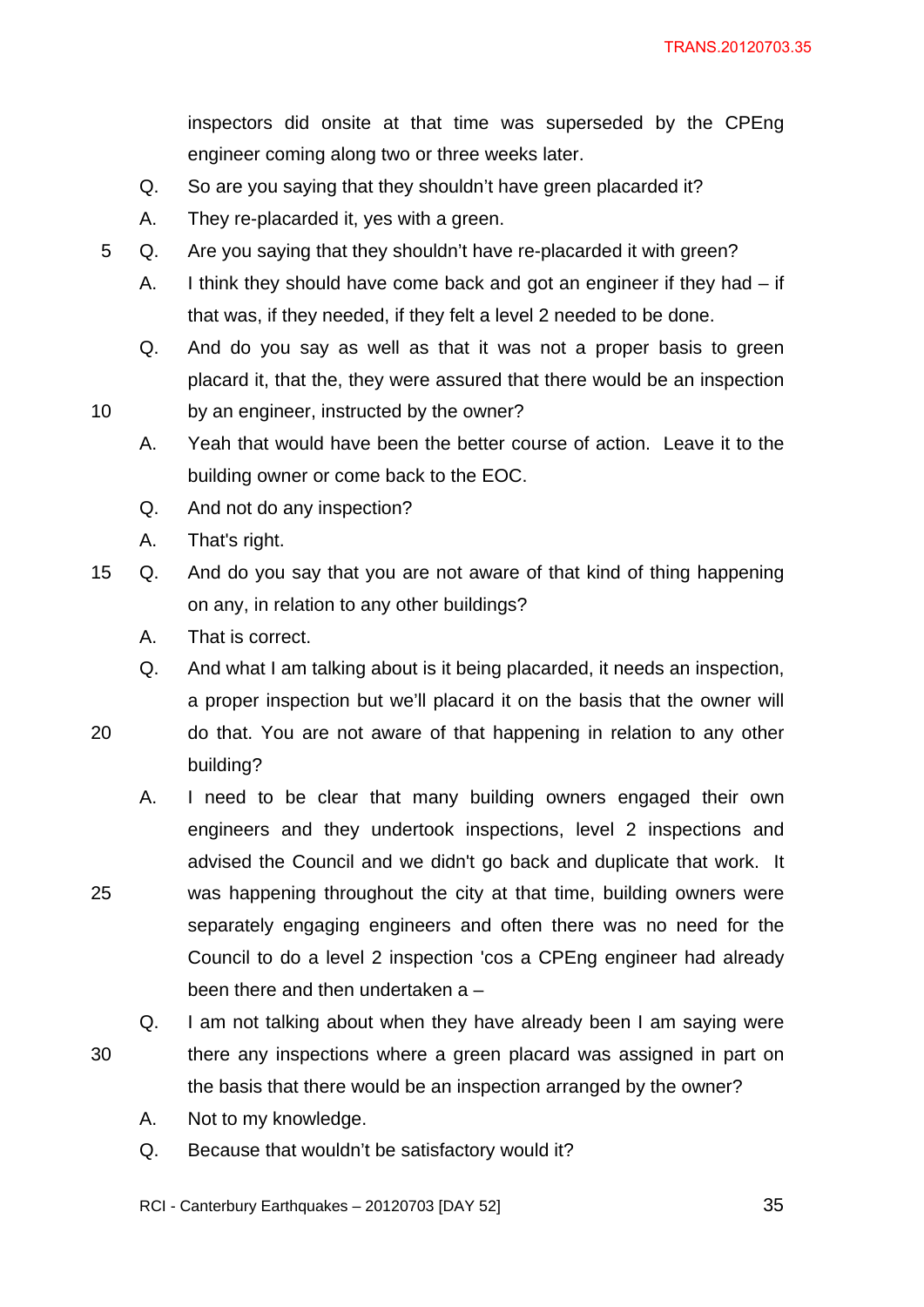inspectors did onsite at that time was superseded by the CPEng engineer coming along two or three weeks later.

Q. So are you saying that they shouldn't have green placarded it?

A. They re-placarded it, yes with a green.

Q. Are you saying that they shouldn't have re-placarded it with green?

A. I think they should have come back and got an engineer if they had – if that was, if they needed, if they felt a level 2 needed to be done.

Q. And do you say as well as that it was not a proper basis to green placard it, that the, they were assured that there would be an inspection by an engineer, instructed by the owner?

A. Yeah that would have been the better course of action. Leave it to the building owner or come back to the EOC.

Q. And not do any inspection?

A. That's right.

Q. And do you say that you are not aware of that kind of thing happening on any, in relation to any other buildings?

A. That is correct.

Q. And what I am talking about is it being placarded, it needs an inspection, a proper inspection but we'll placard it on the basis that the owner will do that. You are not aware of that happening in relation to any other building?

A. I need to be clear that many building owners engaged their own engineers and they undertook inspections, level 2 inspections and advised the Council and we didn't go back and duplicate that work. It was happening throughout the city at that time, building owners were separately engaging engineers and often there was no need for the Council to do a level 2 inspection 'cos a CPEng engineer had already been there and then undertaken a –

Q. I am not talking about when they have already been I am saying were there any inspections where a green placard was assigned in part on the basis that there would be an inspection arranged by the owner?

A. Not to my knowledge.

Q. Because that wouldn't be satisfactory would it?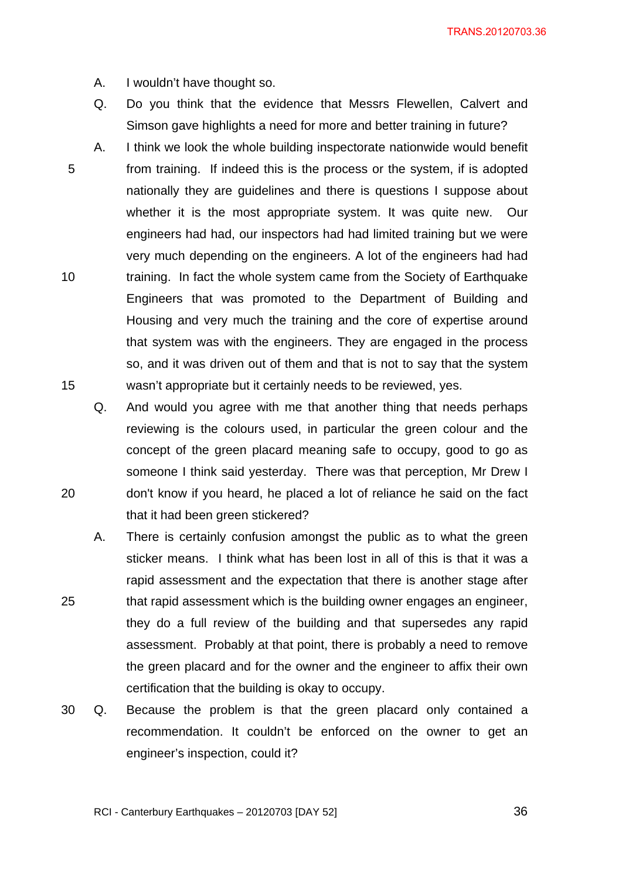A. I wouldn't have thought so.

Q. Do you think that the evidence that Messrs Flewellen, Calvert and Simson gave highlights a need for more and better training in future?

A. I think we look the whole building inspectorate nationwide would benefit from training. If indeed this is the process or the system, if is adopted nationally they are guidelines and there is questions I suppose about whether it is the most appropriate system. It was quite new. Our engineers had had, our inspectors had had limited training but we were very much depending on the engineers. A lot of the engineers had had training. In fact the whole system came from the Society of Earthquake Engineers that was promoted to the Department of Building and Housing and very much the training and the core of expertise around that system was with the engineers. They are engaged in the process so, and it was driven out of them and that is not to say that the system wasn't appropriate but it certainly needs to be reviewed, yes.

Q. And would you agree with me that another thing that needs perhaps reviewing is the colours used, in particular the green colour and the concept of the green placard meaning safe to occupy, good to go as someone I think said yesterday. There was that perception, Mr Drew I don't know if you heard, he placed a lot of reliance he said on the fact that it had been green stickered?

A. There is certainly confusion amongst the public as to what the green sticker means. I think what has been lost in all of this is that it was a rapid assessment and the expectation that there is another stage after that rapid assessment which is the building owner engages an engineer, they do a full review of the building and that supersedes any rapid assessment. Probably at that point, there is probably a need to remove the green placard and for the owner and the engineer to affix their own certification that the building is okay to occupy.

Q. Because the problem is that the green placard only contained a recommendation. It couldn't be enforced on the owner to get an engineer's inspection, could it?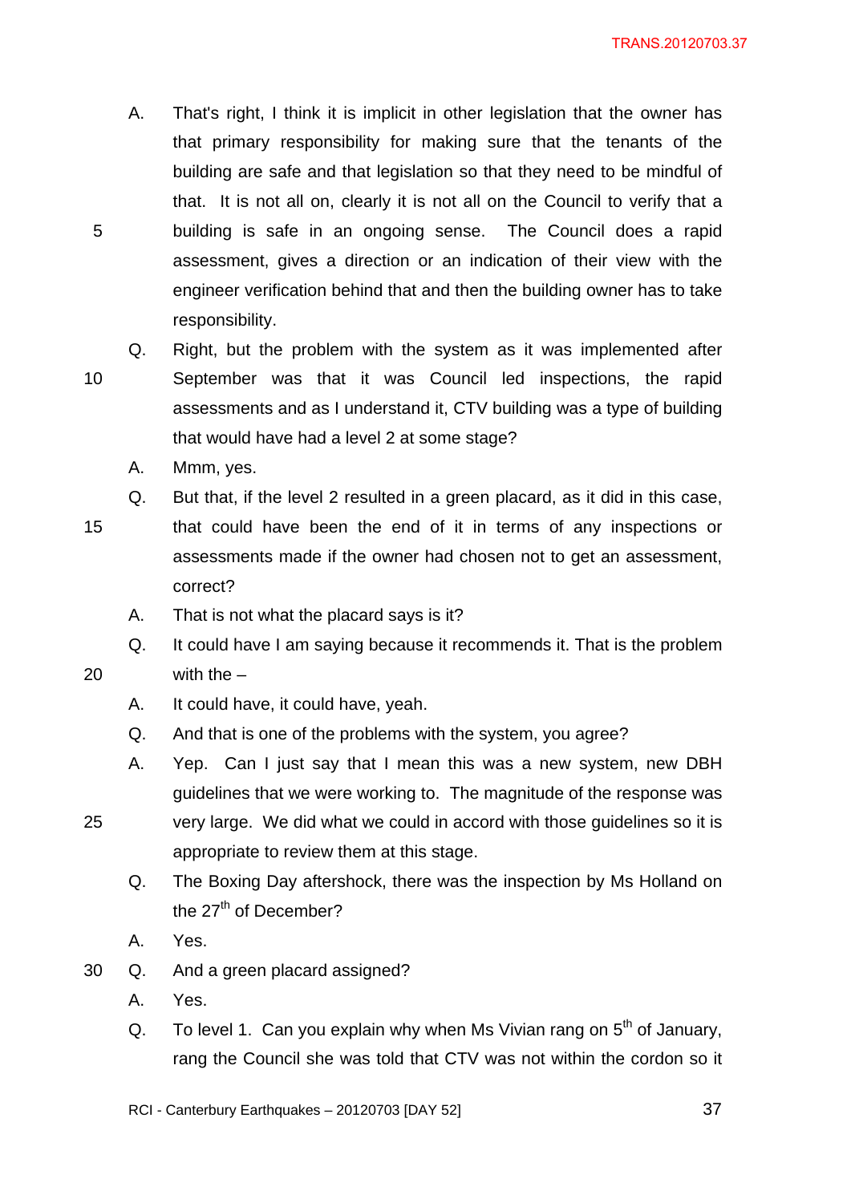A. That's right, I think it is implicit in other legislation that the owner has that primary responsibility for making sure that the tenants of the building are safe and that legislation so that they need to be mindful of that. It is not all on, clearly it is not all on the Council to verify that a building is safe in an ongoing sense. The Council does a rapid assessment, gives a direction or an indication of their view with the engineer verification behind that and then the building owner has to take responsibility.

Q. Right, but the problem with the system as it was implemented after September was that it was Council led inspections, the rapid assessments and as I understand it, CTV building was a type of building that would have had a level 2 at some stage?

A. Mmm, yes.

Q. But that, if the level 2 resulted in a green placard, as it did in this case, that could have been the end of it in terms of any inspections or assessments made if the owner had chosen not to get an assessment, correct?

A. That is not what the placard says is it?

Q. It could have I am saying because it recommends it. That is the problem with the –

A. It could have, it could have, yeah.

Q. And that is one of the problems with the system, you agree?

A. Yep. Can I just say that I mean this was a new system, new DBH guidelines that we were working to. The magnitude of the response was very large. We did what we could in accord with those guidelines so it is appropriate to review them at this stage.

Q. The Boxing Day aftershock, there was the inspection by Ms Holland on the 27th of December?

A. Yes.

Q. And a green placard assigned?

A. Yes.

Q. To level 1. Can you explain why when Ms Vivian rang on 5th of January, rang the Council she was told that CTV was not within the cordon so it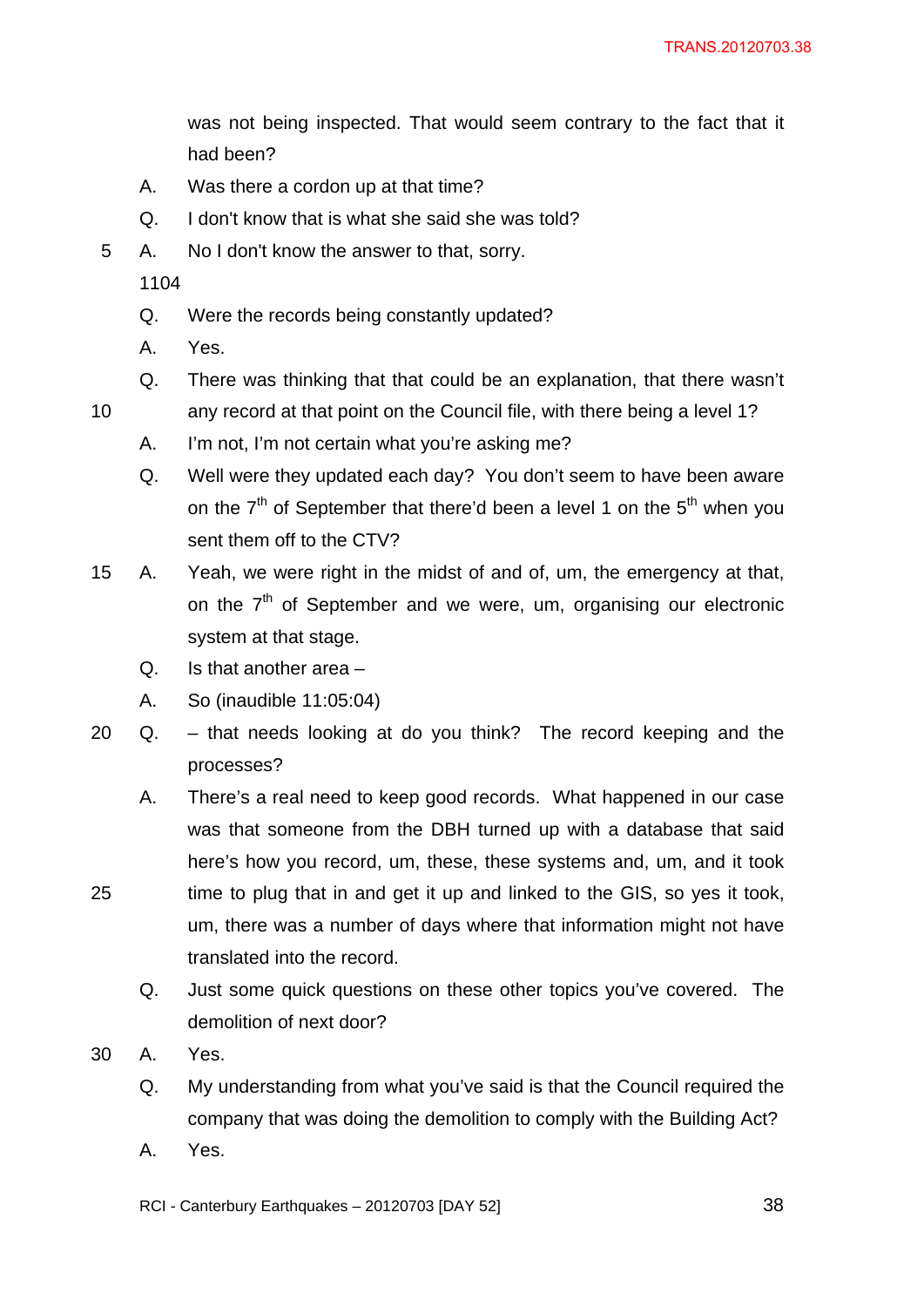was not being inspected. That would seem contrary to the fact that it had been?

A. Was there a cordon up at that time?

Q. I don't know that is what she said she was told?

A. No I don't know the answer to that, sorry.

1104

Q. Were the records being constantly updated?

A. Yes.

Q. There was thinking that that could be an explanation, that there wasn't any record at that point on the Council file, with there being a level 1?

A. I'm not, I'm not certain what you're asking me?

Q. Well were they updated each day? You don't seem to have been aware on the 7th of September that there'd been a level 1 on the 5th when you sent them off to the CTV?

A. Yeah, we were right in the midst of and of, um, the emergency at that, on the 7th of September and we were, um, organising our electronic system at that stage.

Q. Is that another area –

A. So (inaudible 11:05:04)

Q. – that needs looking at do you think? The record keeping and the processes?

A. There's a real need to keep good records. What happened in our case was that someone from the DBH turned up with a database that said here's how you record, um, these, these systems and, um, and it took time to plug that in and get it up and linked to the GIS, so yes it took, um, there was a number of days where that information might not have translated into the record.

Q. Just some quick questions on these other topics you've covered. The demolition of next door?

A. Yes.

Q. My understanding from what you've said is that the Council required the company that was doing the demolition to comply with the Building Act?

A. Yes.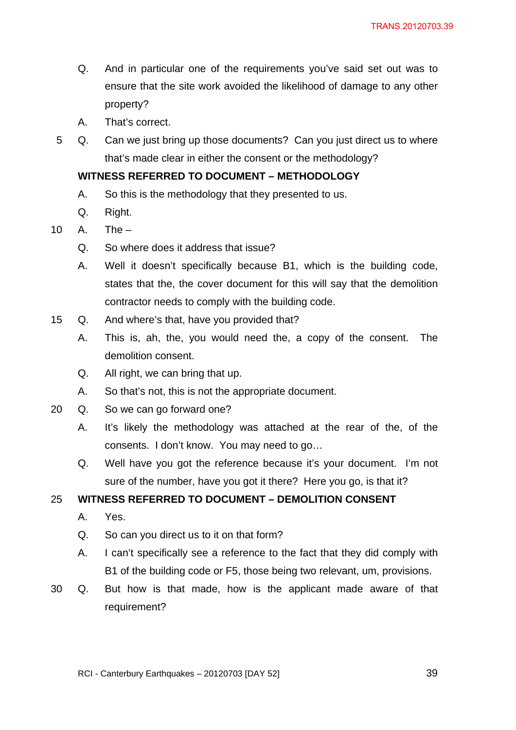Q. And in particular one of the requirements you've said set out was to ensure that the site work avoided the likelihood of damage to any other property?

A. That's correct.

Q. Can we just bring up those documents? Can you just direct us to where that's made clear in either the consent or the methodology?

**WITNESS REFERRED TO DOCUMENT – METHODOLOGY**

A. So this is the methodology that they presented to us.

Q. Right.

A. The –

Q. So where does it address that issue?

A. Well it doesn't specifically because B1, which is the building code, states that the, the cover document for this will say that the demolition contractor needs to comply with the building code.

Q. And where's that, have you provided that?

A. This is, ah, the, you would need the, a copy of the consent. The demolition consent.

Q. All right, we can bring that up.

A. So that's not, this is not the appropriate document.

Q. So we can go forward one?

A. It's likely the methodology was attached at the rear of the, of the consents. I don't know. You may need to go…

Q. Well have you got the reference because it's your document. I'm not sure of the number, have you got it there? Here you go, is that it?

**WITNESS REFERRED TO DOCUMENT – DEMOLITION CONSENT**

A. Yes.

Q. So can you direct us to it on that form?

A. I can't specifically see a reference to the fact that they did comply with B1 of the building code or F5, those being two relevant, um, provisions.

Q. But how is that made, how is the applicant made aware of that requirement?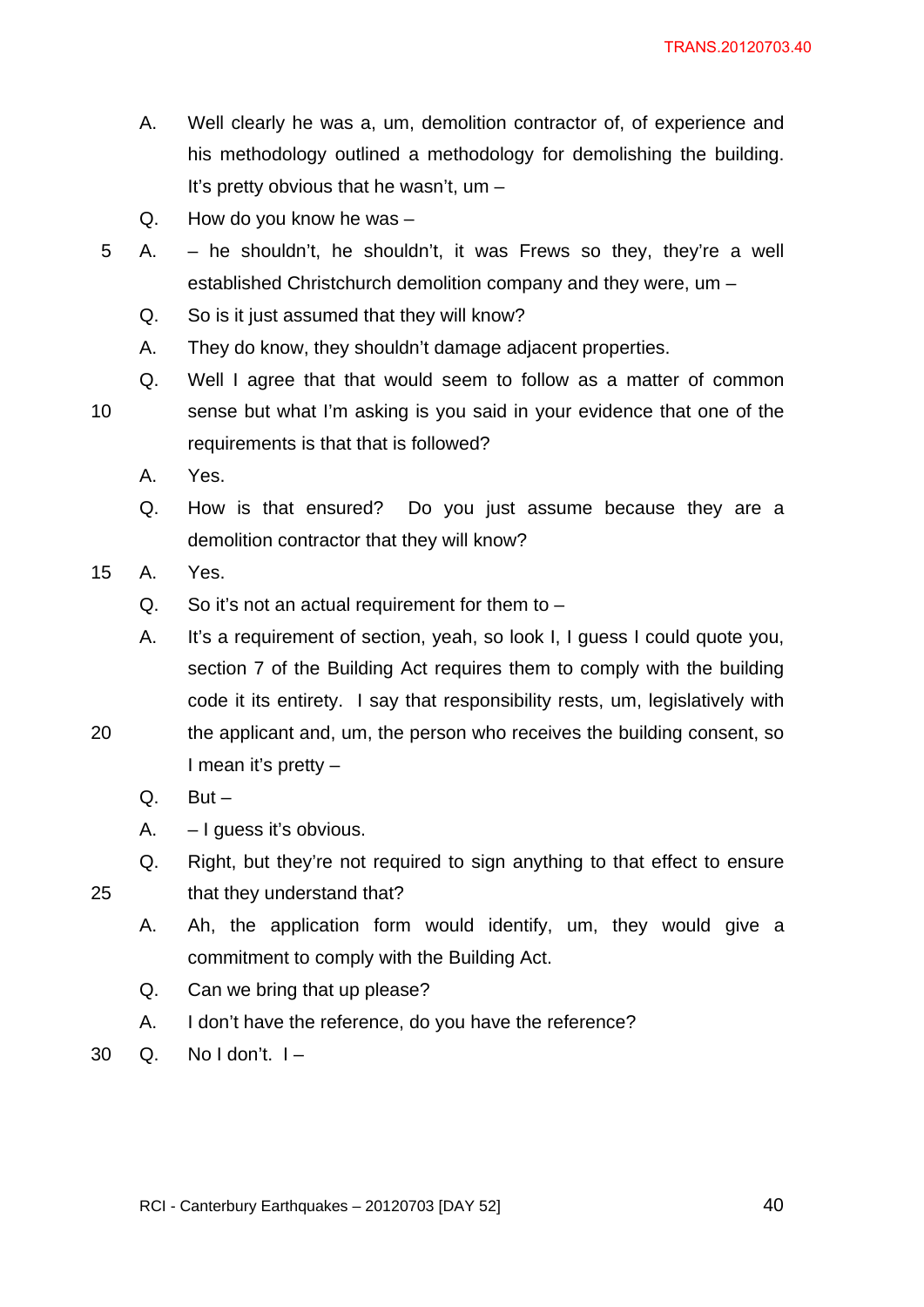A. Well clearly he was a, um, demolition contractor of, of experience and his methodology outlined a methodology for demolishing the building. It's pretty obvious that he wasn't, um –

Q. How do you know he was –

A. – he shouldn't, he shouldn't, it was Frews so they, they're a well established Christchurch demolition company and they were, um –

Q. So is it just assumed that they will know?

A. They do know, they shouldn't damage adjacent properties.

Q. Well I agree that that would seem to follow as a matter of common sense but what I'm asking is you said in your evidence that one of the requirements is that that is followed?

A. Yes.

Q. How is that ensured? Do you just assume because they are a demolition contractor that they will know?

A. Yes.

Q. So it's not an actual requirement for them to –

A. It's a requirement of section, yeah, so look I, I guess I could quote you, section 7 of the Building Act requires them to comply with the building code it its entirety. I say that responsibility rests, um, legislatively with the applicant and, um, the person who receives the building consent, so I mean it's pretty –

Q. But –

A. – I guess it's obvious.

Q. Right, but they're not required to sign anything to that effect to ensure that they understand that?

A. Ah, the application form would identify, um, they would give a commitment to comply with the Building Act.

Q. Can we bring that up please?

A. I don't have the reference, do you have the reference?

Q. No I don't. I –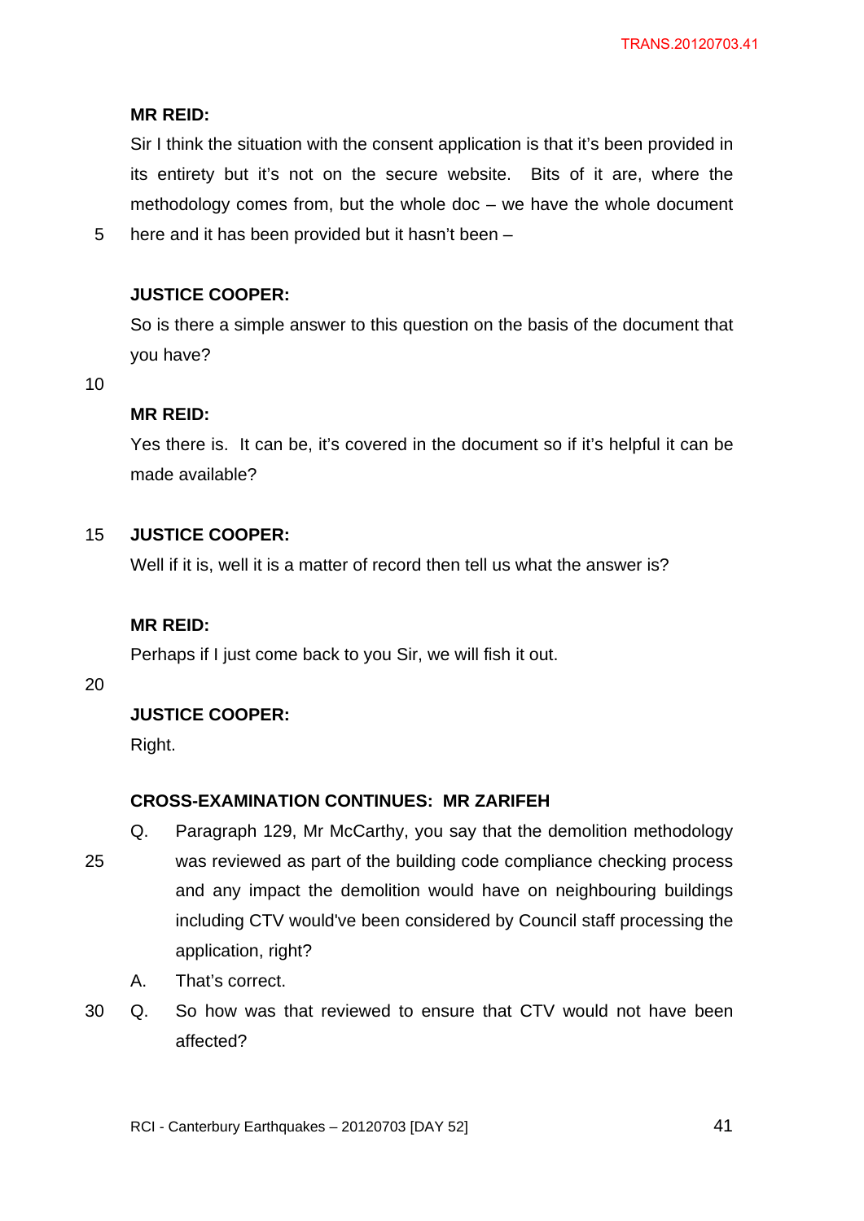**MR REID:**

Sir I think the situation with the consent application is that it's been provided in its entirety but it's not on the secure website. Bits of it are, where the methodology comes from, but the whole doc – we have the whole document here and it has been provided but it hasn't been –

**JUSTICE COOPER:**

So is there a simple answer to this question on the basis of the document that you have?

**MR REID:**

Yes there is. It can be, it's covered in the document so if it's helpful it can be made available?

**JUSTICE COOPER:**

Well if it is, well it is a matter of record then tell us what the answer is?

**MR REID:**

Perhaps if I just come back to you Sir, we will fish it out.

**JUSTICE COOPER:**

Right.

**CROSS-EXAMINATION CONTINUES: MR ZARIFEH**

Q. Paragraph 129, Mr McCarthy, you say that the demolition methodology was reviewed as part of the building code compliance checking process and any impact the demolition would have on neighbouring buildings including CTV would've been considered by Council staff processing the application, right?

A. That's correct.

Q. So how was that reviewed to ensure that CTV would not have been affected?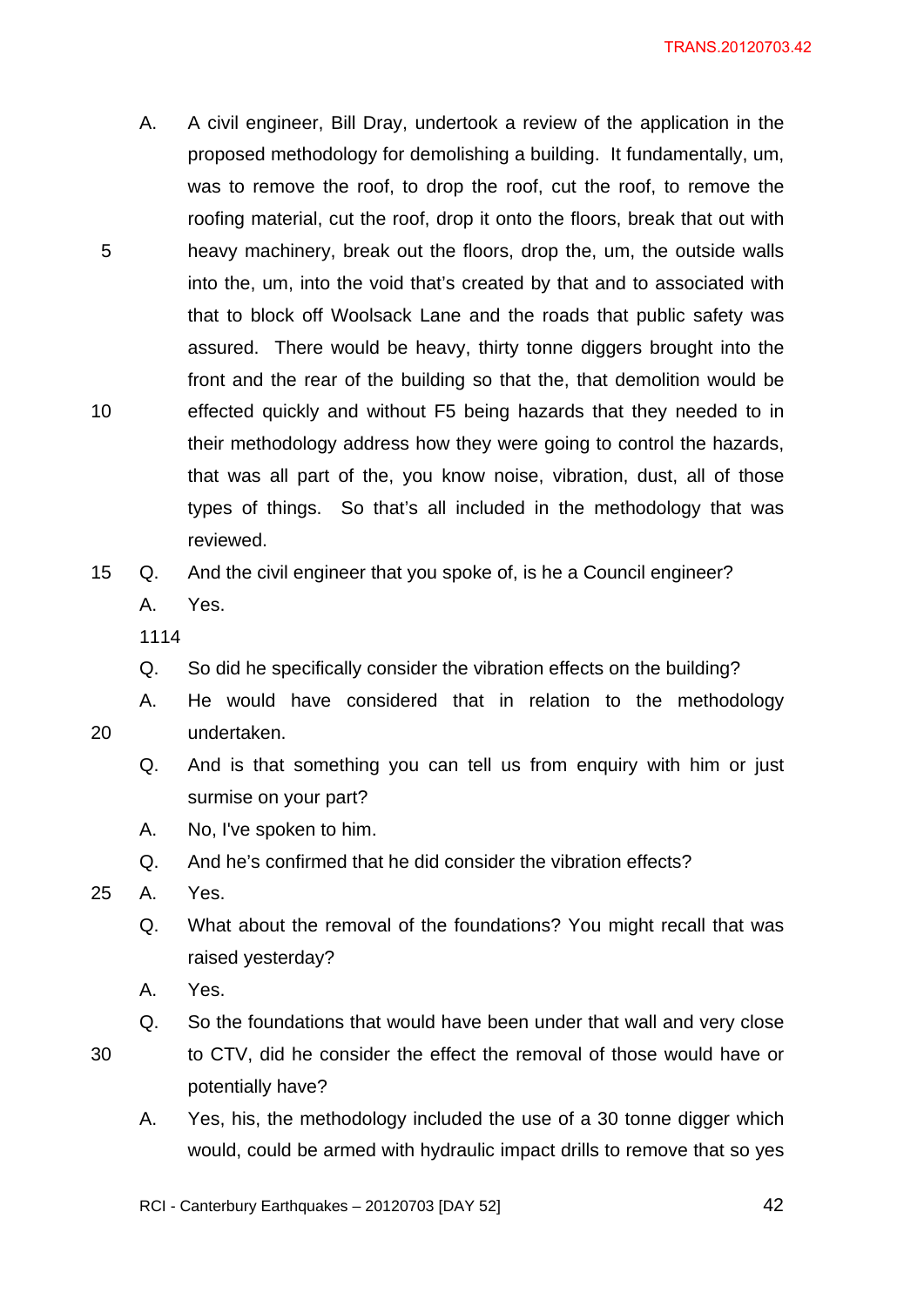A. A civil engineer, Bill Dray, undertook a review of the application in the proposed methodology for demolishing a building. It fundamentally, um, was to remove the roof, to drop the roof, cut the roof, to remove the roofing material, cut the roof, drop it onto the floors, break that out with heavy machinery, break out the floors, drop the, um, the outside walls into the, um, into the void that's created by that and to associated with that to block off Woolsack Lane and the roads that public safety was assured. There would be heavy, thirty tonne diggers brought into the front and the rear of the building so that the, that demolition would be effected quickly and without F5 being hazards that they needed to in their methodology address how they were going to control the hazards, that was all part of the, you know noise, vibration, dust, all of those types of things. So that's all included in the methodology that was reviewed.

Q. And the civil engineer that you spoke of, is he a Council engineer?

A. Yes.

1114

Q. So did he specifically consider the vibration effects on the building?

A. He would have considered that in relation to the methodology undertaken.

Q. And is that something you can tell us from enquiry with him or just surmise on your part?

A. No, I've spoken to him.

Q. And he's confirmed that he did consider the vibration effects?

A. Yes.

Q. What about the removal of the foundations? You might recall that was raised yesterday?

A. Yes.

Q. So the foundations that would have been under that wall and very close to CTV, did he consider the effect the removal of those would have or potentially have?

A. Yes, his, the methodology included the use of a 30 tonne digger which would, could be armed with hydraulic impact drills to remove that so yes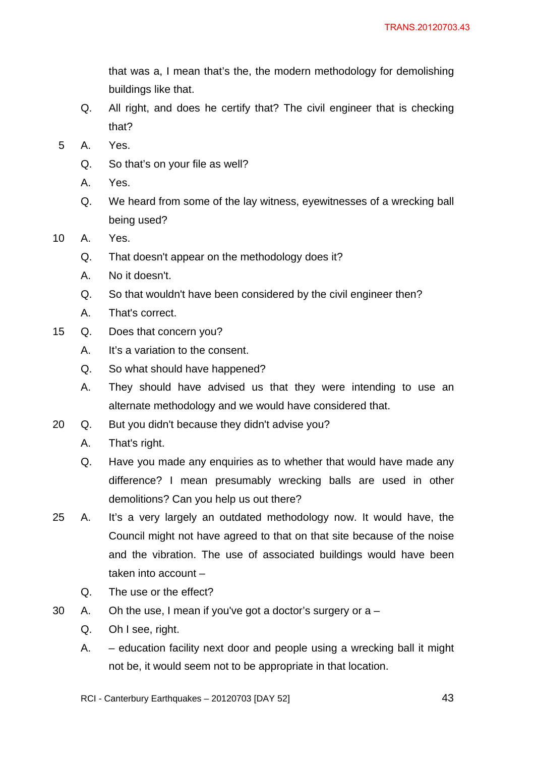that was a, I mean that's the, the modern methodology for demolishing buildings like that.

Q. All right, and does he certify that? The civil engineer that is checking that?

A. Yes.

Q. So that's on your file as well?

A. Yes.

Q. We heard from some of the lay witness, eyewitnesses of a wrecking ball being used?

A. Yes.

Q. That doesn't appear on the methodology does it?

A. No it doesn't.

Q. So that wouldn't have been considered by the civil engineer then?

A. That's correct.

Q. Does that concern you?

A. It's a variation to the consent.

Q. So what should have happened?

A. They should have advised us that they were intending to use an alternate methodology and we would have considered that.

Q. But you didn't because they didn't advise you?

A. That's right.

Q. Have you made any enquiries as to whether that would have made any difference? I mean presumably wrecking balls are used in other demolitions? Can you help us out there?

A. It's a very largely an outdated methodology now. It would have, the Council might not have agreed to that on that site because of the noise and the vibration. The use of associated buildings would have been taken into account –

Q. The use or the effect?

A. Oh the use, I mean if you've got a doctor's surgery or a –

Q. Oh I see, right.

A. – education facility next door and people using a wrecking ball it might not be, it would seem not to be appropriate in that location.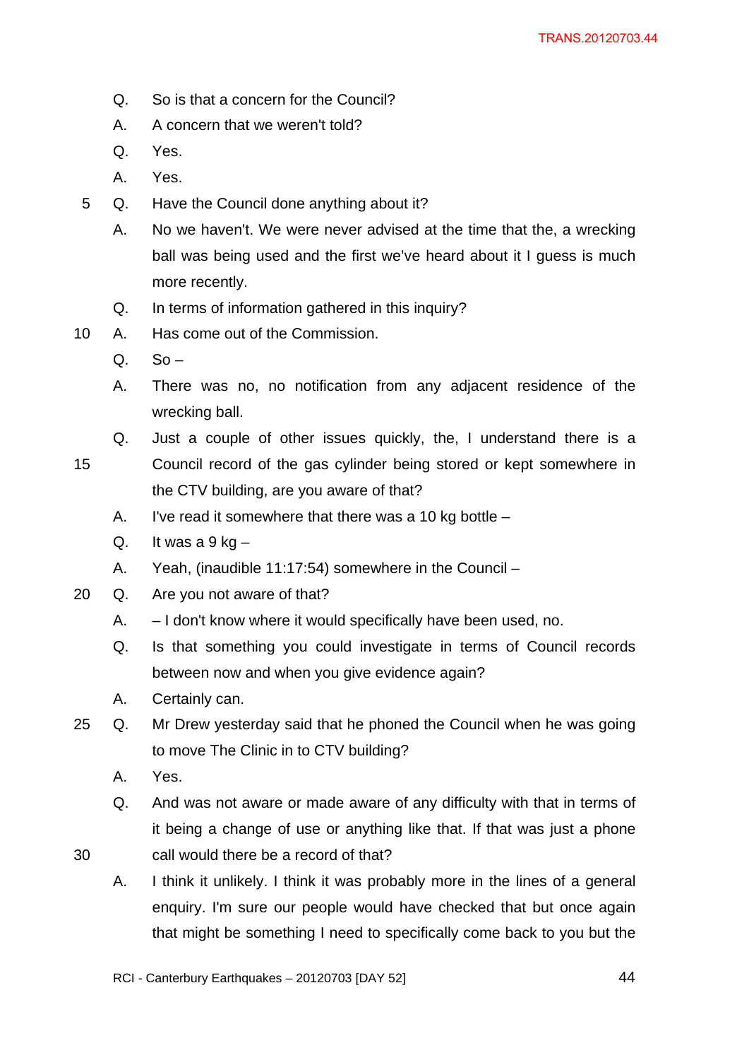Q. So is that a concern for the Council?

A. A concern that we weren't told?

Q. Yes.

A. Yes.

Q. Have the Council done anything about it?

A. No we haven't. We were never advised at the time that the, a wrecking ball was being used and the first we've heard about it I guess is much more recently.

Q. In terms of information gathered in this inquiry?

A. Has come out of the Commission.

Q. So –

A. There was no, no notification from any adjacent residence of the wrecking ball.

Q. Just a couple of other issues quickly, the, I understand there is a Council record of the gas cylinder being stored or kept somewhere in the CTV building, are you aware of that?

A. I've read it somewhere that there was a 10 kg bottle –

Q. It was a 9 kg –

A. Yeah, (inaudible 11:17:54) somewhere in the Council –

Q. Are you not aware of that?

A. – I don't know where it would specifically have been used, no.

Q. Is that something you could investigate in terms of Council records between now and when you give evidence again?

A. Certainly can.

Q. Mr Drew yesterday said that he phoned the Council when he was going to move The Clinic in to CTV building?

A. Yes.

Q. And was not aware or made aware of any difficulty with that in terms of it being a change of use or anything like that. If that was just a phone call would there be a record of that?

A. I think it unlikely. I think it was probably more in the lines of a general enquiry. I'm sure our people would have checked that but once again that might be something I need to specifically come back to you but the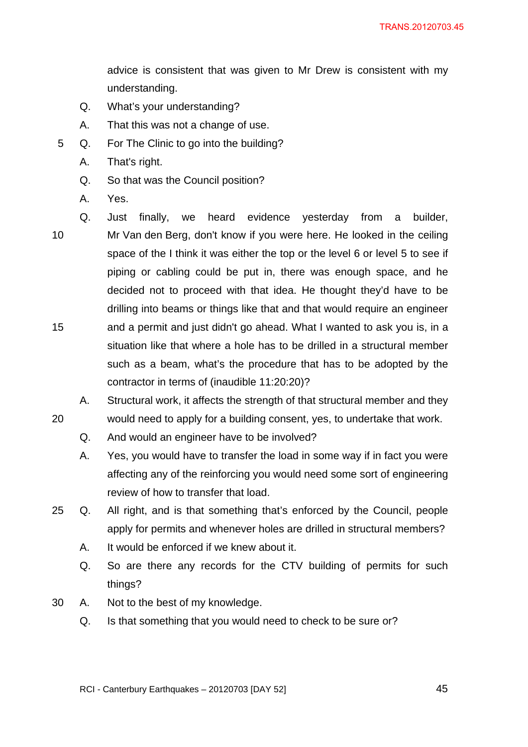advice is consistent that was given to Mr Drew is consistent with my understanding.

Q. What's your understanding?

A. That this was not a change of use.

Q. For The Clinic to go into the building?

A. That's right.

Q. So that was the Council position?

A. Yes.

Q. Just finally, we heard evidence yesterday from a builder, Mr Van den Berg, don't know if you were here. He looked in the ceiling space of the I think it was either the top or the level 6 or level 5 to see if piping or cabling could be put in, there was enough space, and he decided not to proceed with that idea. He thought they'd have to be drilling into beams or things like that and that would require an engineer and a permit and just didn't go ahead. What I wanted to ask you is, in a situation like that where a hole has to be drilled in a structural member such as a beam, what's the procedure that has to be adopted by the contractor in terms of (inaudible 11:20:20)?

A. Structural work, it affects the strength of that structural member and they would need to apply for a building consent, yes, to undertake that work.

Q. And would an engineer have to be involved?

A. Yes, you would have to transfer the load in some way if in fact you were affecting any of the reinforcing you would need some sort of engineering review of how to transfer that load.

Q. All right, and is that something that's enforced by the Council, people apply for permits and whenever holes are drilled in structural members?

A. It would be enforced if we knew about it.

Q. So are there any records for the CTV building of permits for such things?

A. Not to the best of my knowledge.

Q. Is that something that you would need to check to be sure or?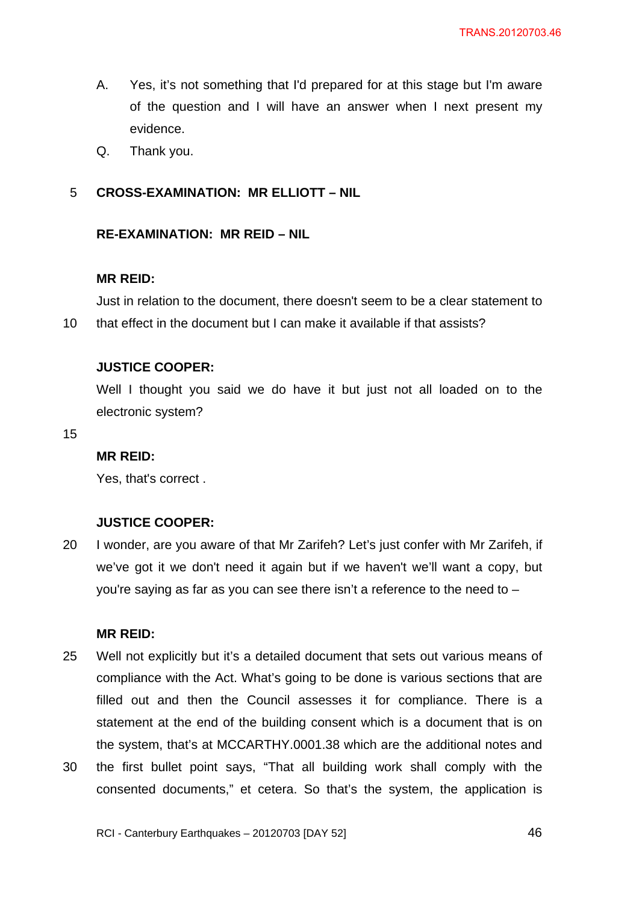A. Yes, it's not something that I'd prepared for at this stage but I'm aware of the question and I will have an answer when I next present my evidence.

Q. Thank you.

**CROSS-EXAMINATION: MR ELLIOTT – NIL**

**RE-EXAMINATION: MR REID – NIL**

**MR REID:**

Just in relation to the document, there doesn't seem to be a clear statement to that effect in the document but I can make it available if that assists?

**JUSTICE COOPER:**

Well I thought you said we do have it but just not all loaded on to the electronic system?

**MR REID:**

Yes, that's correct .

**JUSTICE COOPER:**

I wonder, are you aware of that Mr Zarifeh? Let's just confer with Mr Zarifeh, if we've got it we don't need it again but if we haven't we'll want a copy, but you're saying as far as you can see there isn't a reference to the need to –

**MR REID:**

Well not explicitly but it's a detailed document that sets out various means of compliance with the Act. What's going to be done is various sections that are filled out and then the Council assesses it for compliance. There is a statement at the end of the building consent which is a document that is on the system, that's at MCCARTHY.0001.38 which are the additional notes and the first bullet point says, "That all building work shall comply with the consented documents," et cetera. So that's the system, the application is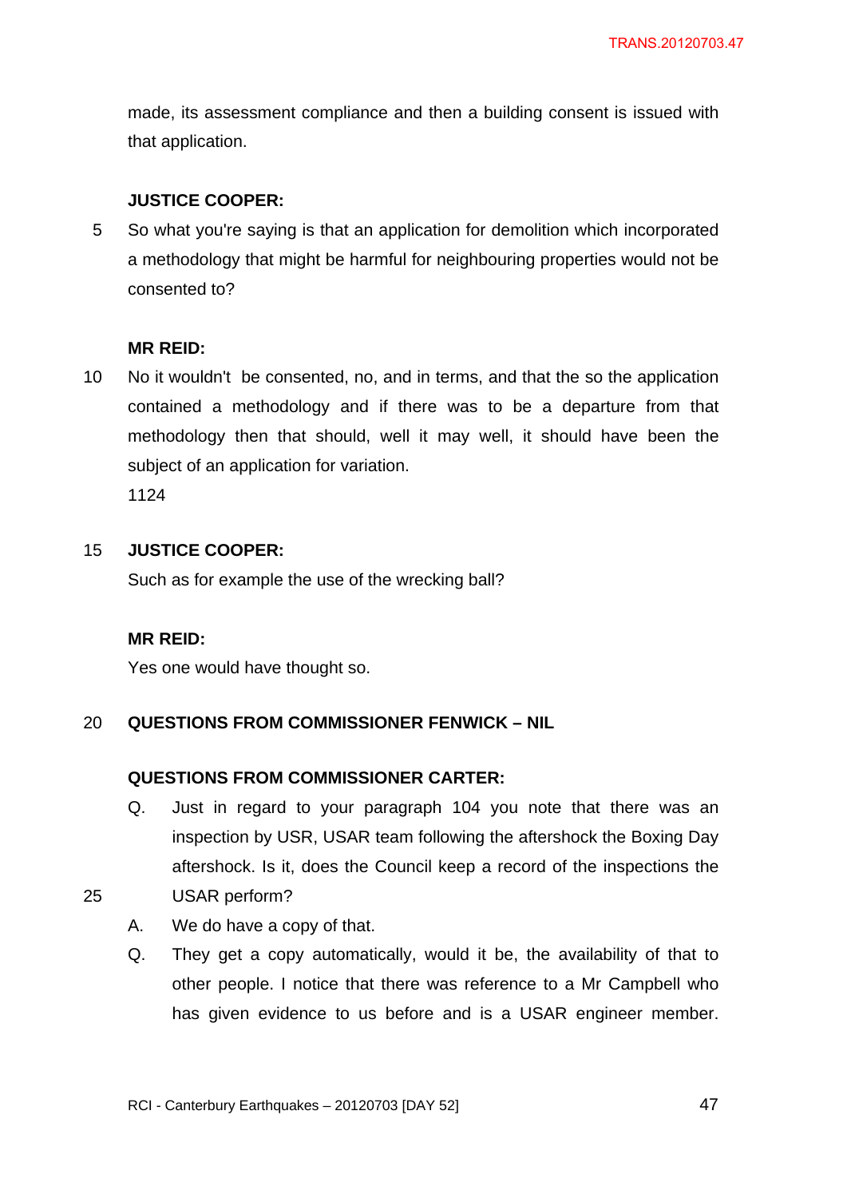made, its assessment compliance and then a building consent is issued with that application.

**JUSTICE COOPER:**

So what you're saying is that an application for demolition which incorporated a methodology that might be harmful for neighbouring properties would not be consented to?

**MR REID:**

No it wouldn't be consented, no, and in terms, and that the so the application contained a methodology and if there was to be a departure from that methodology then that should, well it may well, it should have been the subject of an application for variation.

1124

**JUSTICE COOPER:**

Such as for example the use of the wrecking ball?

**MR REID:**

Yes one would have thought so.

**QUESTIONS FROM COMMISSIONER FENWICK – NIL**

**QUESTIONS FROM COMMISSIONER CARTER:**

Q. Just in regard to your paragraph 104 you note that there was an inspection by USR, USAR team following the aftershock the Boxing Day aftershock. Is it, does the Council keep a record of the inspections the USAR perform?

A. We do have a copy of that.

Q. They get a copy automatically, would it be, the availability of that to other people. I notice that there was reference to a Mr Campbell who has given evidence to us before and is a USAR engineer member.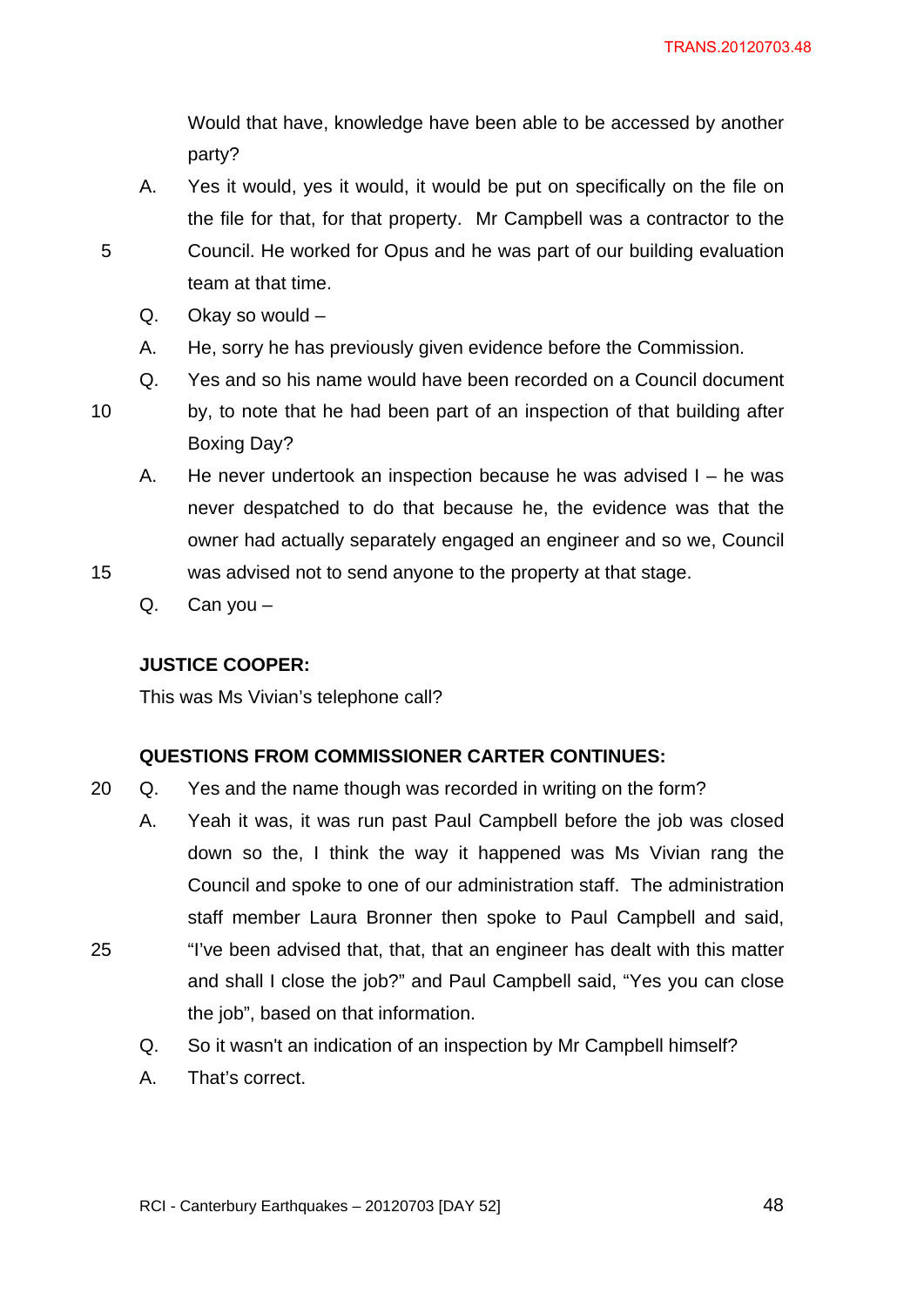Would that have, knowledge have been able to be accessed by another party?

A. Yes it would, yes it would, it would be put on specifically on the file on the file for that, for that property. Mr Campbell was a contractor to the Council. He worked for Opus and he was part of our building evaluation team at that time.

Q. Okay so would –

A. He, sorry he has previously given evidence before the Commission.

Q. Yes and so his name would have been recorded on a Council document by, to note that he had been part of an inspection of that building after Boxing Day?

A. He never undertook an inspection because he was advised I – he was never despatched to do that because he, the evidence was that the owner had actually separately engaged an engineer and so we, Council was advised not to send anyone to the property at that stage.

Q. Can you –

**JUSTICE COOPER:**

This was Ms Vivian's telephone call?

**QUESTIONS FROM COMMISSIONER CARTER CONTINUES:**

Q. Yes and the name though was recorded in writing on the form?

A. Yeah it was, it was run past Paul Campbell before the job was closed down so the, I think the way it happened was Ms Vivian rang the Council and spoke to one of our administration staff. The administration staff member Laura Bronner then spoke to Paul Campbell and said, "I've been advised that, that, that an engineer has dealt with this matter and shall I close the job?" and Paul Campbell said, "Yes you can close the job", based on that information.

Q. So it wasn't an indication of an inspection by Mr Campbell himself?

A. That's correct.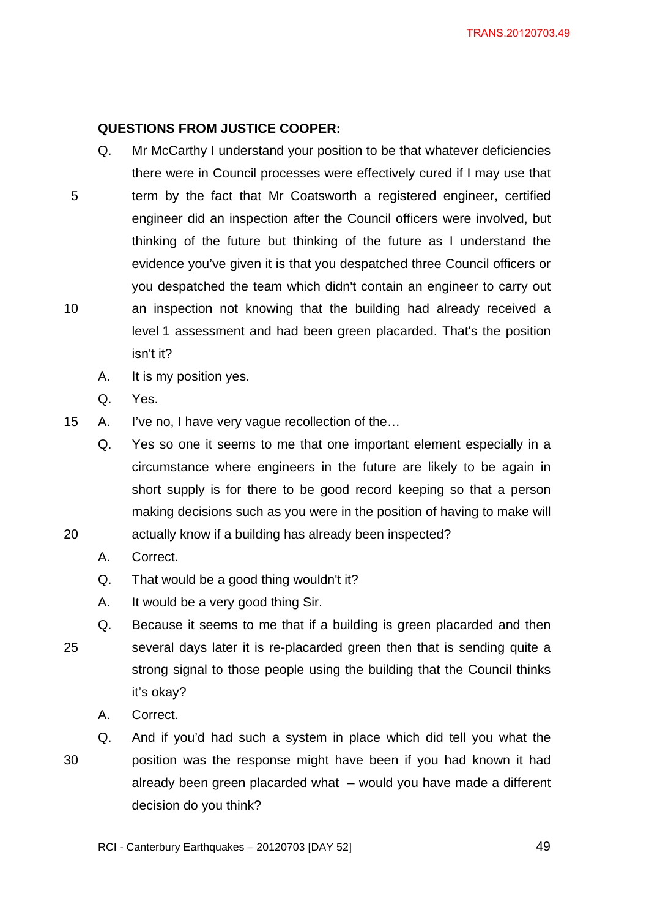**QUESTIONS FROM JUSTICE COOPER:**

Q. Mr McCarthy I understand your position to be that whatever deficiencies there were in Council processes were effectively cured if I may use that term by the fact that Mr Coatsworth a registered engineer, certified engineer did an inspection after the Council officers were involved, but thinking of the future but thinking of the future as I understand the evidence you've given it is that you despatched three Council officers or you despatched the team which didn't contain an engineer to carry out an inspection not knowing that the building had already received a level 1 assessment and had been green placarded. That's the position isn't it?

A. It is my position yes.

Q. Yes.

A. I've no, I have very vague recollection of the…

Q. Yes so one it seems to me that one important element especially in a circumstance where engineers in the future are likely to be again in short supply is for there to be good record keeping so that a person making decisions such as you were in the position of having to make will actually know if a building has already been inspected?

A. Correct.

Q. That would be a good thing wouldn't it?

A. It would be a very good thing Sir.

Q. Because it seems to me that if a building is green placarded and then several days later it is re-placarded green then that is sending quite a strong signal to those people using the building that the Council thinks it's okay?

A. Correct.

Q. And if you'd had such a system in place which did tell you what the position was the response might have been if you had known it had already been green placarded what – would you have made a different decision do you think?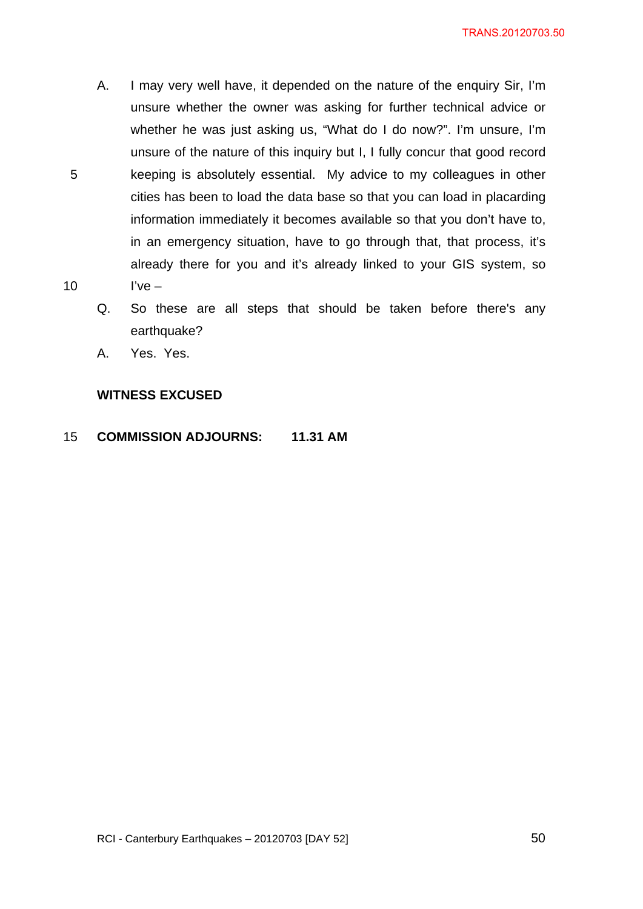A. I may very well have, it depended on the nature of the enquiry Sir, I'm unsure whether the owner was asking for further technical advice or whether he was just asking us, "What do I do now?". I'm unsure, I'm unsure of the nature of this inquiry but I, I fully concur that good record keeping is absolutely essential. My advice to my colleagues in other cities has been to load the data base so that you can load in placarding information immediately it becomes available so that you don't have to, in an emergency situation, have to go through that, that process, it's already there for you and it's already linked to your GIS system, so I've –

Q. So these are all steps that should be taken before there's any earthquake?

A. Yes. Yes.

**WITNESS EXCUSED**

**COMMISSION ADJOURNS: 11.31 AM**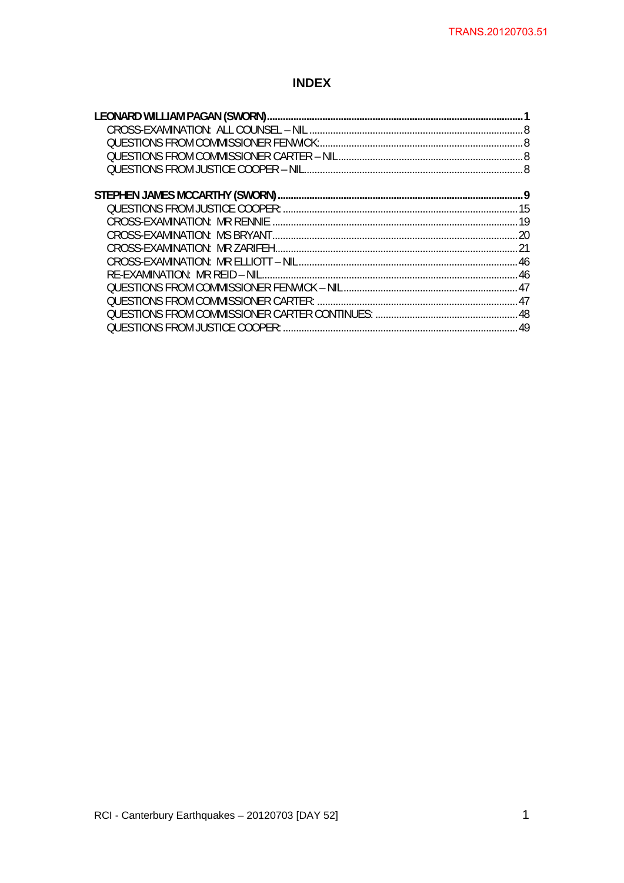# INDEX

**LEONARD WILLIAM PAGAN (SWORN)............................................................................................1**

CROSS-EXAMINATION: ALL COUNSEL – NIL ..............................................................................8
QUESTIONS FROM COMMISSIONER FENWICK:..........................................................................8
QUESTIONS FROM COMMISSIONER CARTER – NIL....................................................................8
QUESTIONS FROM JUSTICE COOPER – NIL.................................................................................8

**STEPHEN JAMES MCCARTHY (SWORN)..........................................................................................9**

QUESTIONS FROM JUSTICE COOPER: .......................................................................................15
CROSS-EXAMINATION: MR RENNIE ..........................................................................................19
CROSS-EXAMINATION: MS BRYANT...........................................................................................20
CROSS-EXAMINATION: MR ZARIFEH..........................................................................................21
CROSS-EXAMINATION: MR ELLIOTT – NIL.................................................................................46
RE-EXAMINATION: MR REID – NIL...............................................................................................46
QUESTIONS FROM COMMISSIONER FENWICK – NIL................................................................47
QUESTIONS FROM COMMISSIONER CARTER: ..........................................................................47
QUESTIONS FROM COMMISSIONER CARTER CONTINUES: .....................................................48
QUESTIONS FROM JUSTICE COOPER: .......................................................................................49